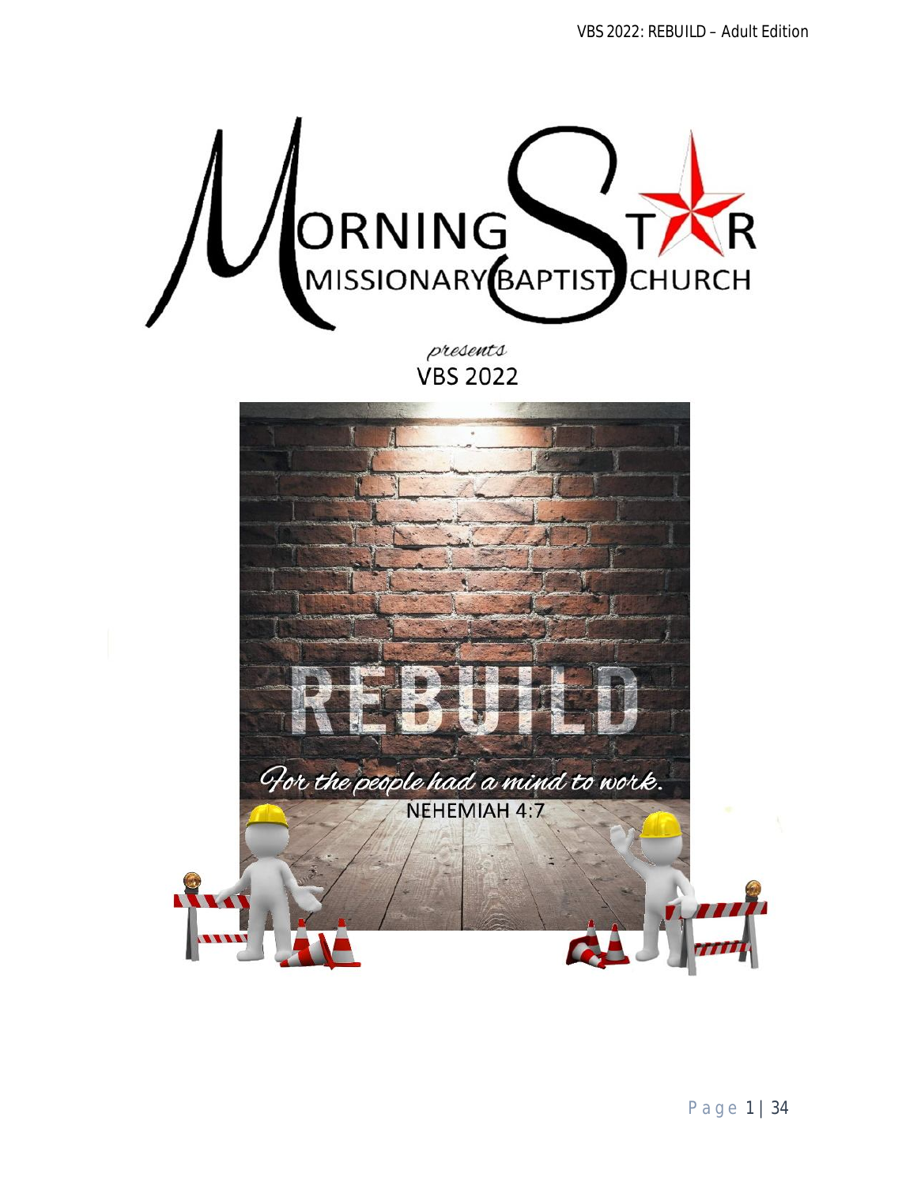# MORNING STAR MISSIONARY BAPTIST CHURCH

*presents*

## VBS 2022

# REBUILD

*For the people had a mind to work.*

NEHEMIAH 4:7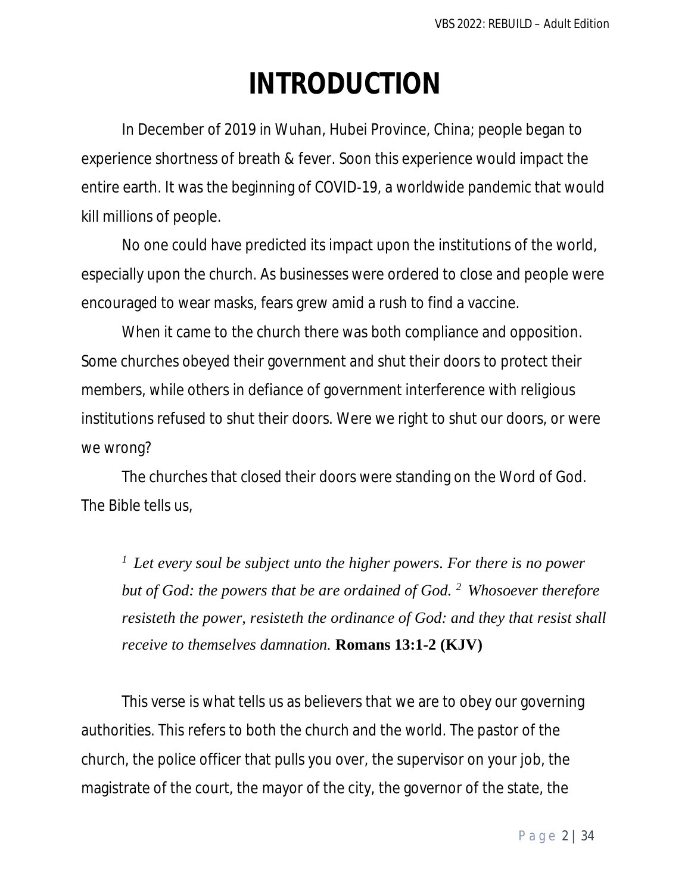# INTRODUCTION

In December of 2019 in Wuhan, Hubei Province, China; people began to experience shortness of breath & fever. Soon this experience would impact the entire earth. It was the beginning of COVID-19, a worldwide pandemic that would kill millions of people.

No one could have predicted its impact upon the institutions of the world, especially upon the church. As businesses were ordered to close and people were encouraged to wear masks, fears grew amid a rush to find a vaccine.

When it came to the church there was both compliance and opposition. Some churches obeyed their government and shut their doors to protect their members, while others in defiance of government interference with religious institutions refused to shut their doors. Were we right to shut our doors, or were we wrong?

The churches that closed their doors were standing on the Word of God. The Bible tells us,

> [1] *Let every soul be subject unto the higher powers. For there is no power but of God: the powers that be are ordained of God.* [2] *Whosoever therefore resisteth the power, resisteth the ordinance of God: and they that resist shall receive to themselves damnation.* **Romans 13:1-2 (KJV)**

This verse is what tells us as believers that we are to obey our governing authorities. This refers to both the church and the world. The pastor of the church, the police officer that pulls you over, the supervisor on your job, the magistrate of the court, the mayor of the city, the governor of the state, the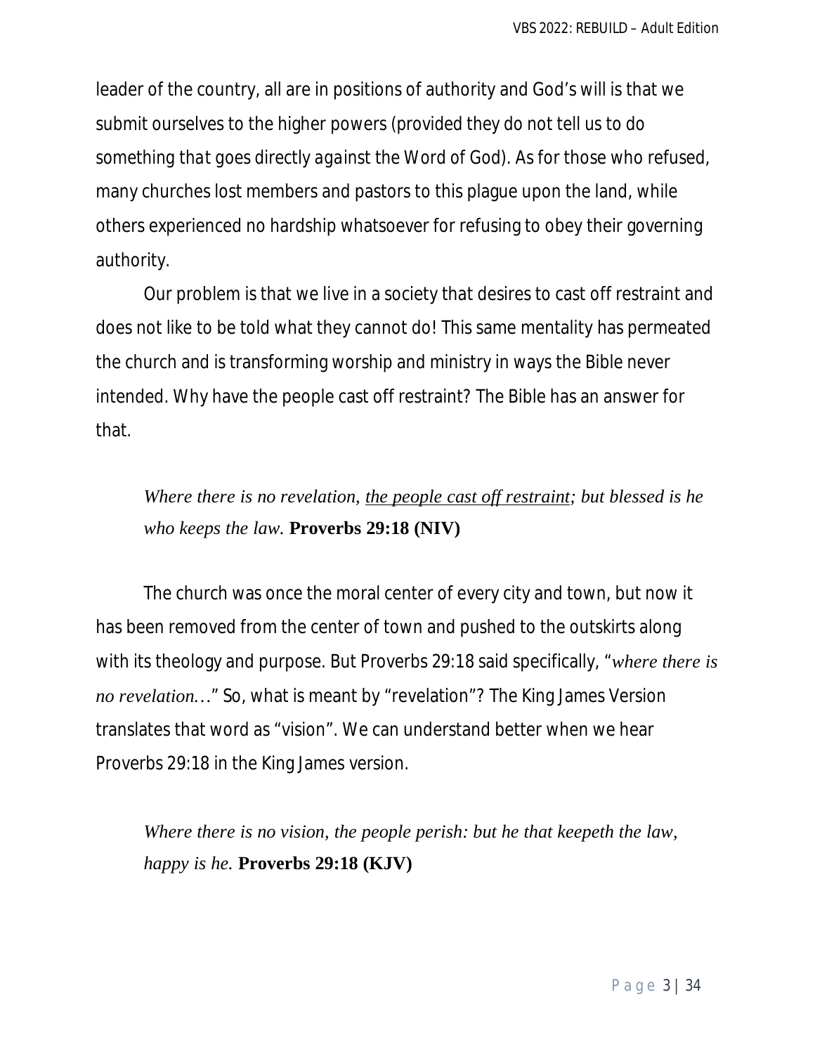leader of the country, all are in positions of authority and God's will is that we submit ourselves to the higher powers (provided they do not tell us to do something that goes directly against the Word of God). As for those who refused, many churches lost members and pastors to this plague upon the land, while others experienced no hardship whatsoever for refusing to obey their governing authority.

Our problem is that we live in a society that desires to cast off restraint and does not like to be told what they cannot do! This same mentality has permeated the church and is transforming worship and ministry in ways the Bible never intended. Why have the people cast off restraint? The Bible has an answer for that.

> *Where there is no revelation, <u>the people cast off restraint</u>; but blessed is he who keeps the law.* **Proverbs 29:18 (NIV)**

The church was once the moral center of every city and town, but now it has been removed from the center of town and pushed to the outskirts along with its theology and purpose. But Proverbs 29:18 said specifically, "*where there is no revelation…*" So, what is meant by "revelation"? The King James Version translates that word as "vision". We can understand better when we hear Proverbs 29:18 in the King James version.

> *Where there is no vision, the people perish: but he that keepeth the law, happy is he.* **Proverbs 29:18 (KJV)**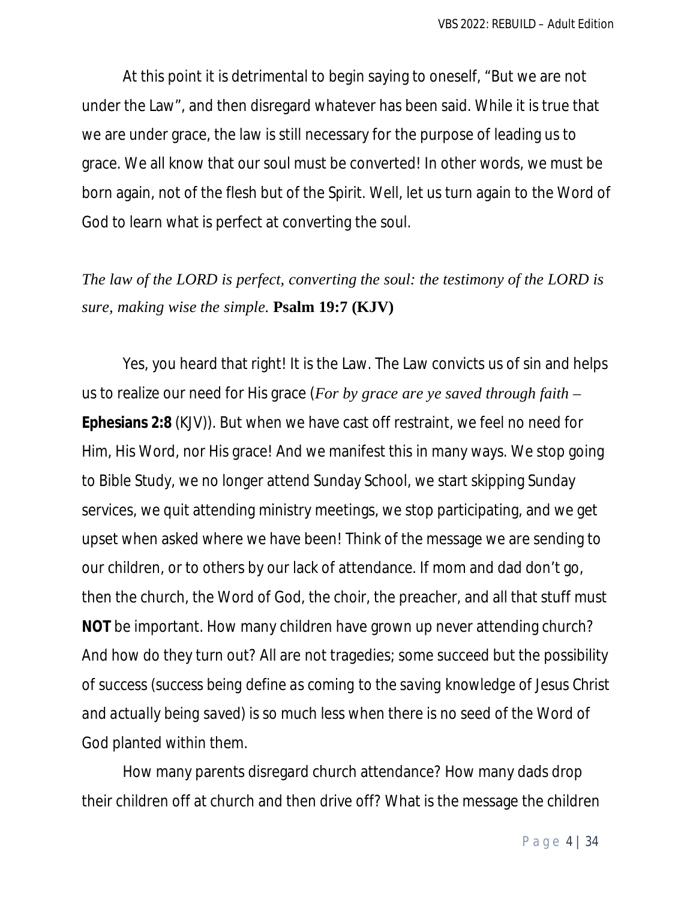At this point it is detrimental to begin saying to oneself, “But we are not under the Law”, and then disregard whatever has been said. While it is true that we are under grace, the law is still necessary for the purpose of leading us to grace. We all know that our soul must be converted! In other words, we must be born again, not of the flesh but of the Spirit. Well, let us turn again to the Word of God to learn what is perfect at converting the soul.

*The law of the LORD is perfect, converting the soul: the testimony of the LORD is sure, making wise the simple.* **Psalm 19:7 (KJV)**

Yes, you heard that right! It is the Law. The Law convicts us of sin and helps us to realize our need for His grace (*For by grace are ye saved through faith –* **Ephesians 2:8** (KJV)). But when we have cast off restraint, we feel no need for Him, His Word, nor His grace! And we manifest this in many ways. We stop going to Bible Study, we no longer attend Sunday School, we start skipping Sunday services, we quit attending ministry meetings, we stop participating, and we get upset when asked where we have been! Think of the message we are sending to our children, or to others by our lack of attendance. If mom and dad don’t go, then the church, the Word of God, the choir, the preacher, and all that stuff must **NOT** be important. How many children have grown up never attending church? And how do they turn out? All are not tragedies; some succeed but the possibility of success (success being define as coming to the saving knowledge of Jesus Christ and actually being saved) is so much less when there is no seed of the Word of God planted within them.

How many parents disregard church attendance? How many dads drop their children off at church and then drive off? What is the message the children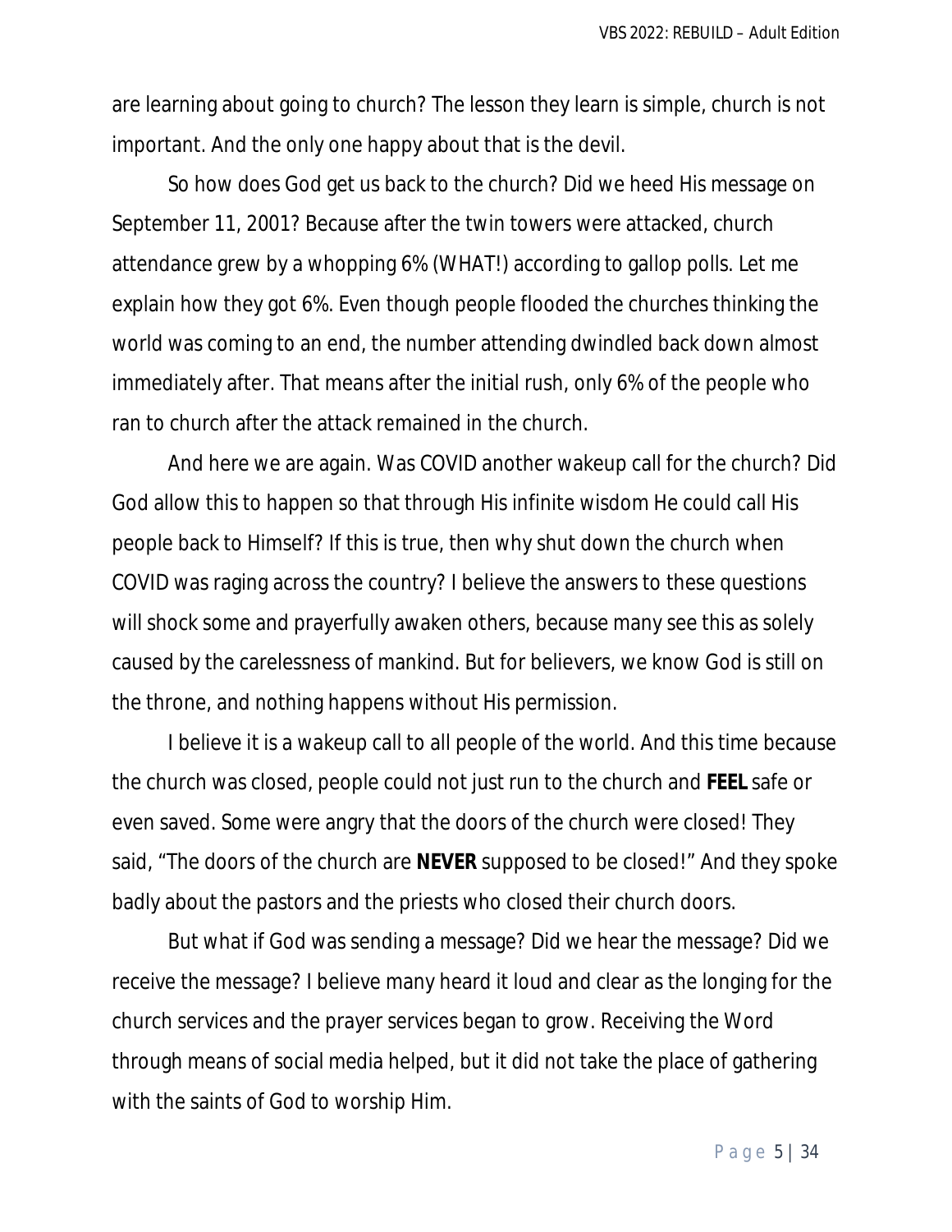are learning about going to church? The lesson they learn is simple, church is not important. And the only one happy about that is the devil.

So how does God get us back to the church? Did we heed His message on September 11, 2001? Because after the twin towers were attacked, church attendance grew by a whopping 6% (WHAT!) according to gallop polls. Let me explain how they got 6%. Even though people flooded the churches thinking the world was coming to an end, the number attending dwindled back down almost immediately after. That means after the initial rush, only 6% of the people who ran to church after the attack remained in the church.

And here we are again. Was COVID another wakeup call for the church? Did God allow this to happen so that through His infinite wisdom He could call His people back to Himself? If this is true, then why shut down the church when COVID was raging across the country? I believe the answers to these questions will shock some and prayerfully awaken others, because many see this as solely caused by the carelessness of mankind. But for believers, we know God is still on the throne, and nothing happens without His permission.

I believe it is a wakeup call to all people of the world. And this time because the church was closed, people could not just run to the church and **FEEL** safe or even saved. Some were angry that the doors of the church were closed! They said, "The doors of the church are **NEVER** supposed to be closed!" And they spoke badly about the pastors and the priests who closed their church doors.

But what if God was sending a message? Did we hear the message? Did we receive the message? I believe many heard it loud and clear as the longing for the church services and the prayer services began to grow. Receiving the Word through means of social media helped, but it did not take the place of gathering with the saints of God to worship Him.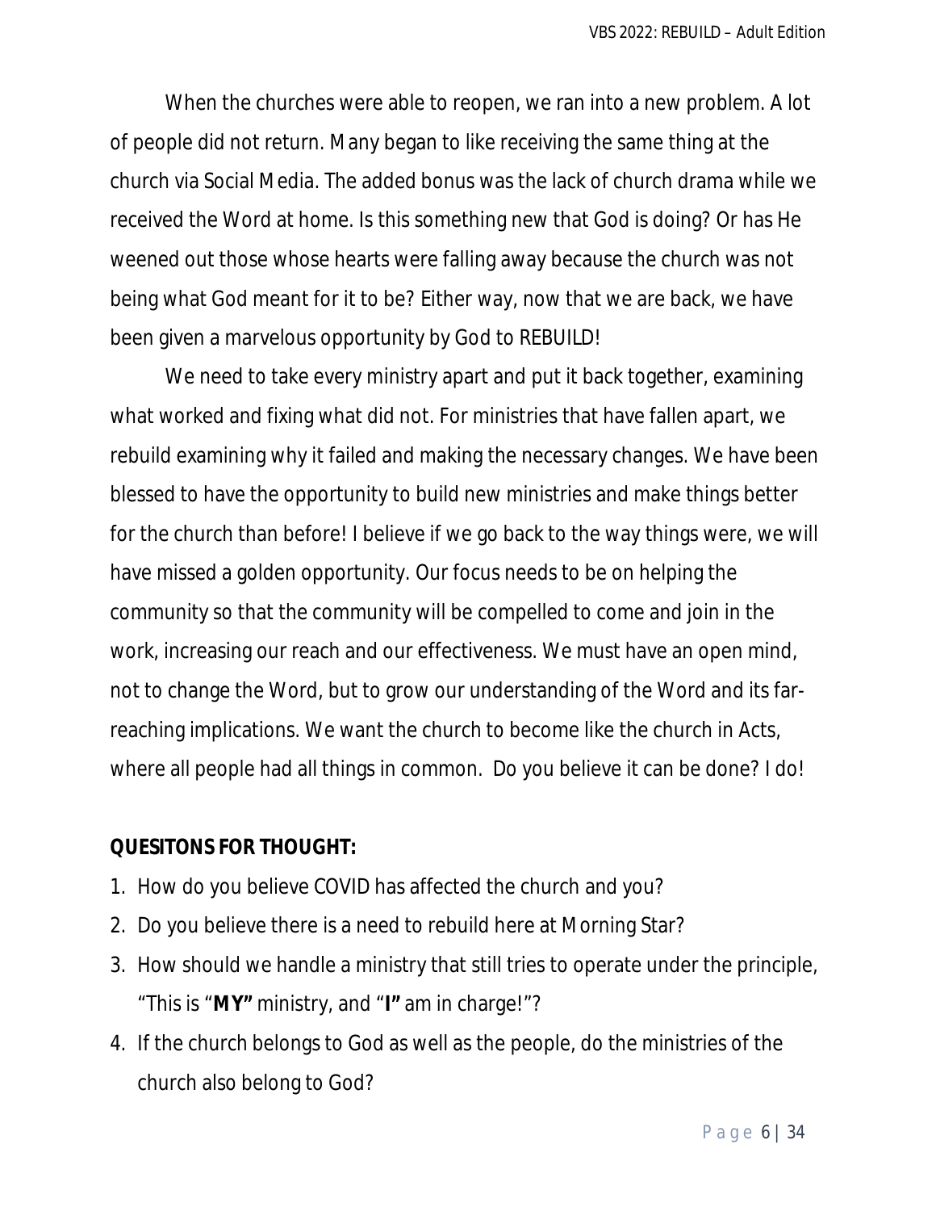When the churches were able to reopen, we ran into a new problem. A lot of people did not return. Many began to like receiving the same thing at the church via Social Media. The added bonus was the lack of church drama while we received the Word at home. Is this something new that God is doing? Or has He weened out those whose hearts were falling away because the church was not being what God meant for it to be? Either way, now that we are back, we have been given a marvelous opportunity by God to REBUILD!

We need to take every ministry apart and put it back together, examining what worked and fixing what did not. For ministries that have fallen apart, we rebuild examining why it failed and making the necessary changes. We have been blessed to have the opportunity to build new ministries and make things better for the church than before! I believe if we go back to the way things were, we will have missed a golden opportunity. Our focus needs to be on helping the community so that the community will be compelled to come and join in the work, increasing our reach and our effectiveness. We must have an open mind, not to change the Word, but to grow our understanding of the Word and its far-reaching implications. We want the church to become like the church in Acts, where all people had all things in common. Do you believe it can be done? I do!

**QUESITONS FOR THOUGHT:**

1. How do you believe COVID has affected the church and you?
2. Do you believe there is a need to rebuild here at Morning Star?
3. How should we handle a ministry that still tries to operate under the principle, "This is "**MY"** ministry, and "**I"** am in charge!"?
4. If the church belongs to God as well as the people, do the ministries of the church also belong to God?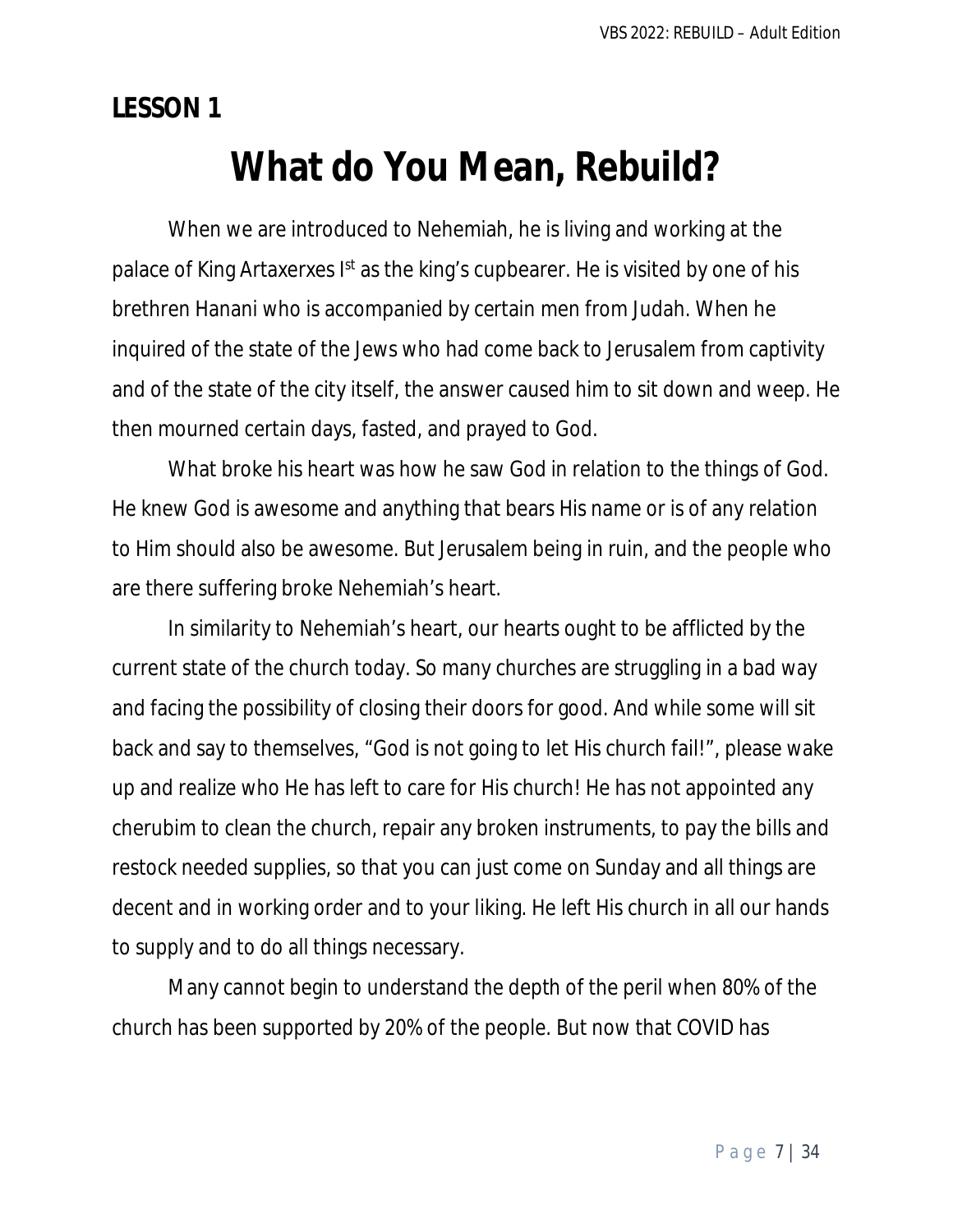## LESSON 1

# What do You Mean, Rebuild?

When we are introduced to Nehemiah, he is living and working at the palace of King Artaxerxes I[st] as the king's cupbearer. He is visited by one of his brethren Hanani who is accompanied by certain men from Judah. When he inquired of the state of the Jews who had come back to Jerusalem from captivity and of the state of the city itself, the answer caused him to sit down and weep. He then mourned certain days, fasted, and prayed to God.

What broke his heart was how he saw God in relation to the things of God. He knew God is awesome and anything that bears His name or is of any relation to Him should also be awesome. But Jerusalem being in ruin, and the people who are there suffering broke Nehemiah's heart.

In similarity to Nehemiah's heart, our hearts ought to be afflicted by the current state of the church today. So many churches are struggling in a bad way and facing the possibility of closing their doors for good. And while some will sit back and say to themselves, "God is not going to let His church fail!", please wake up and realize who He has left to care for His church! He has not appointed any cherubim to clean the church, repair any broken instruments, to pay the bills and restock needed supplies, so that you can just come on Sunday and all things are decent and in working order and to your liking. He left His church in all our hands to supply and to do all things necessary.

Many cannot begin to understand the depth of the peril when 80% of the church has been supported by 20% of the people. But now that COVID has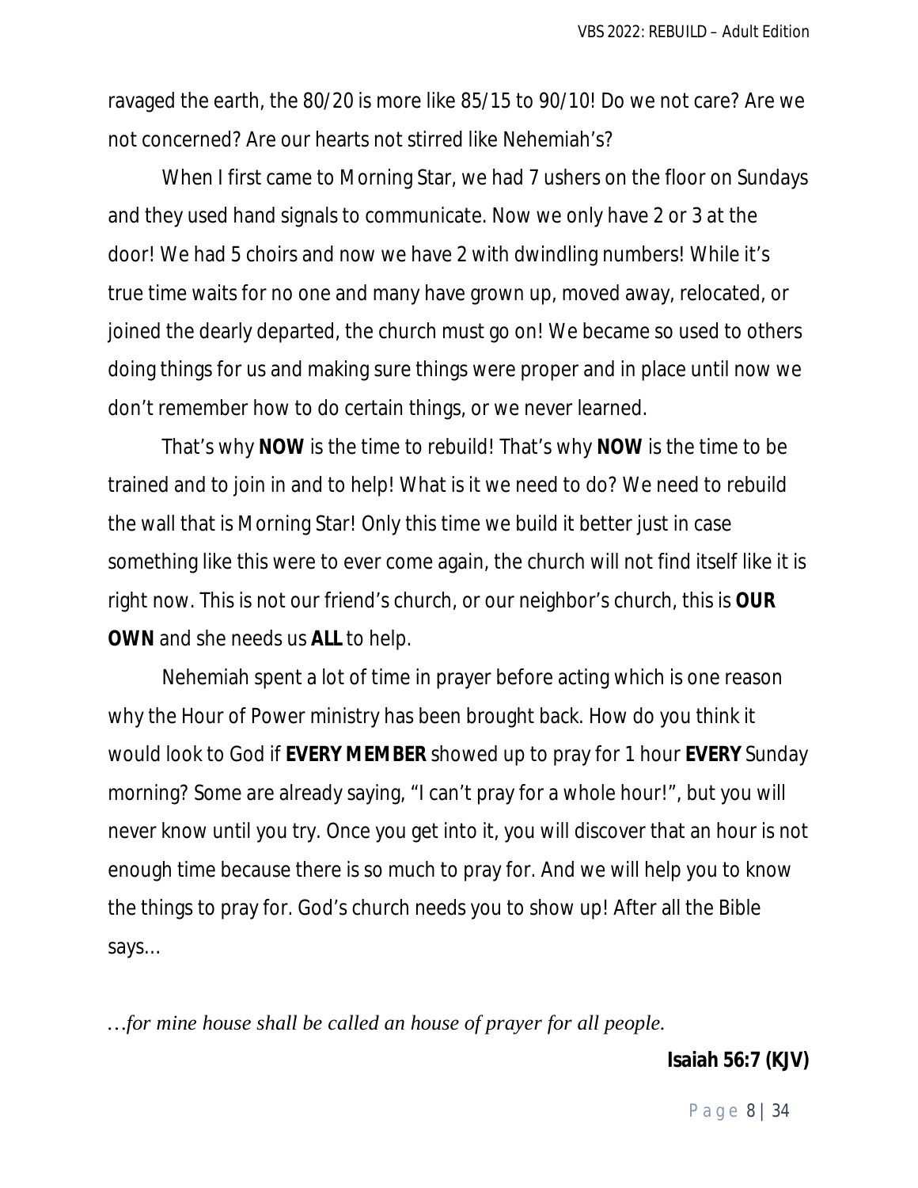ravaged the earth, the 80/20 is more like 85/15 to 90/10! Do we not care? Are we not concerned? Are our hearts not stirred like Nehemiah's?

When I first came to Morning Star, we had 7 ushers on the floor on Sundays and they used hand signals to communicate. Now we only have 2 or 3 at the door! We had 5 choirs and now we have 2 with dwindling numbers! While it's true time waits for no one and many have grown up, moved away, relocated, or joined the dearly departed, the church must go on! We became so used to others doing things for us and making sure things were proper and in place until now we don't remember how to do certain things, or we never learned.

That's why **NOW** is the time to rebuild! That's why **NOW** is the time to be trained and to join in and to help! What is it we need to do? We need to rebuild the wall that is Morning Star! Only this time we build it better just in case something like this were to ever come again, the church will not find itself like it is right now. This is not our friend's church, or our neighbor's church, this is **OUR OWN** and she needs us **ALL** to help.

Nehemiah spent a lot of time in prayer before acting which is one reason why the Hour of Power ministry has been brought back. How do you think it would look to God if **EVERY MEMBER** showed up to pray for 1 hour **EVERY** Sunday morning? Some are already saying, "I can't pray for a whole hour!", but you will never know until you try. Once you get into it, you will discover that an hour is not enough time because there is so much to pray for. And we will help you to know the things to pray for. God's church needs you to show up! After all the Bible says…

*…for mine house shall be called an house of prayer for all people.*

**Isaiah 56:7 (KJV)**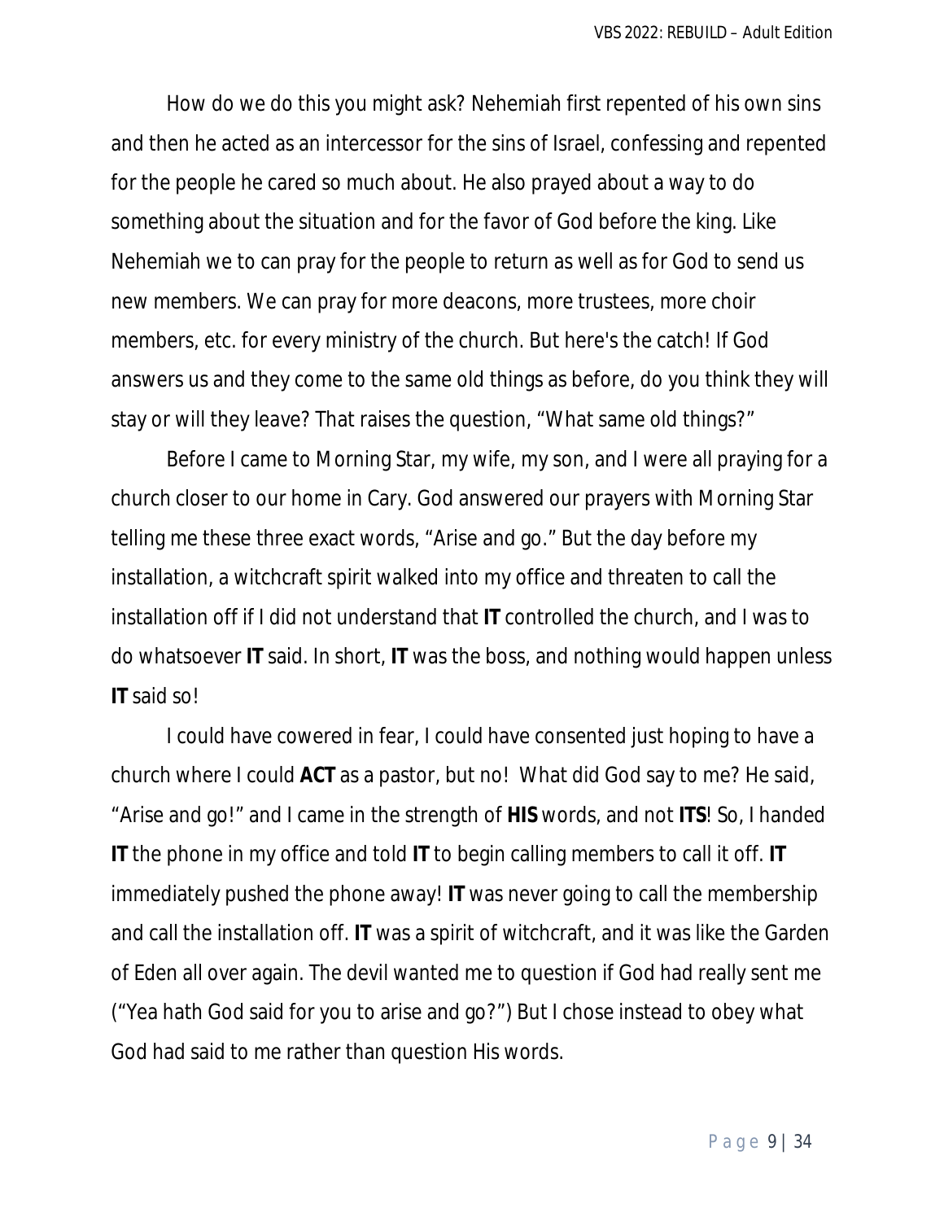How do we do this you might ask? Nehemiah first repented of his own sins and then he acted as an intercessor for the sins of Israel, confessing and repented for the people he cared so much about. He also prayed about a way to do something about the situation and for the favor of God before the king. Like Nehemiah we to can pray for the people to return as well as for God to send us new members. We can pray for more deacons, more trustees, more choir members, etc. for every ministry of the church. But here's the catch! If God answers us and they come to the same old things as before, do you think they will stay or will they leave? That raises the question, "What same old things?"

Before I came to Morning Star, my wife, my son, and I were all praying for a church closer to our home in Cary. God answered our prayers with Morning Star telling me these three exact words, "Arise and go." But the day before my installation, a witchcraft spirit walked into my office and threaten to call the installation off if I did not understand that **IT** controlled the church, and I was to do whatsoever **IT** said. In short, **IT** was the boss, and nothing would happen unless **IT** said so!

I could have cowered in fear, I could have consented just hoping to have a church where I could **ACT** as a pastor, but no! What did God say to me? He said, "Arise and go!" and I came in the strength of **HIS** words, and not **ITS**! So, I handed **IT** the phone in my office and told **IT** to begin calling members to call it off. **IT** immediately pushed the phone away! **IT** was never going to call the membership and call the installation off. **IT** was a spirit of witchcraft, and it was like the Garden of Eden all over again. The devil wanted me to question if God had really sent me ("Yea hath God said for you to arise and go?") But I chose instead to obey what God had said to me rather than question His words.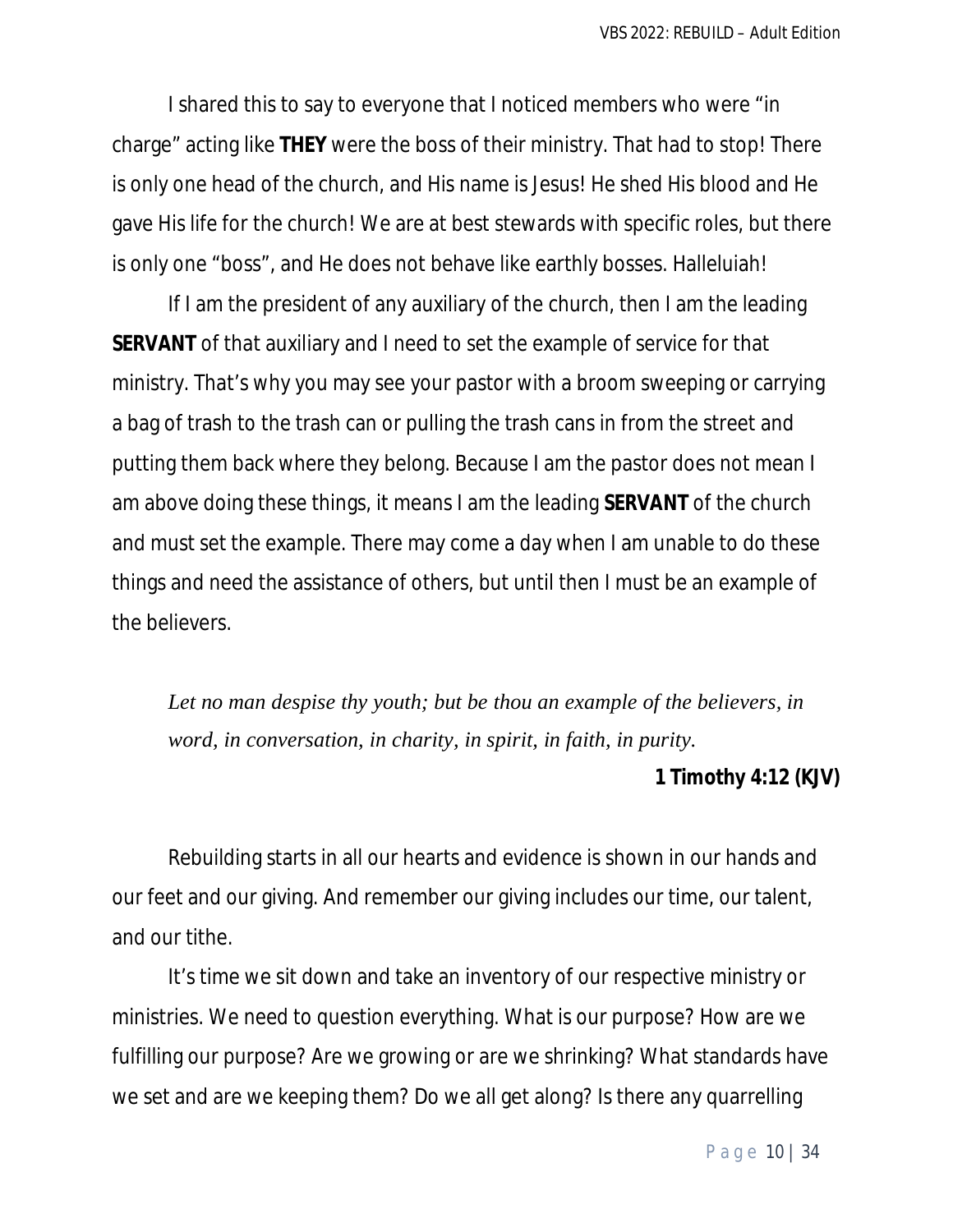I shared this to say to everyone that I noticed members who were "in charge" acting like **THEY** were the boss of their ministry. That had to stop! There is only one head of the church, and His name is Jesus! He shed His blood and He gave His life for the church! We are at best stewards with specific roles, but there is only one "boss", and He does not behave like earthly bosses. Halleluiah!

If I am the president of any auxiliary of the church, then I am the leading **SERVANT** of that auxiliary and I need to set the example of service for that ministry. That's why you may see your pastor with a broom sweeping or carrying a bag of trash to the trash can or pulling the trash cans in from the street and putting them back where they belong. Because I am the pastor does not mean I am above doing these things, it means I am the leading **SERVANT** of the church and must set the example. There may come a day when I am unable to do these things and need the assistance of others, but until then I must be an example of the believers.

> *Let no man despise thy youth; but be thou an example of the believers, in word, in conversation, in charity, in spirit, in faith, in purity.*
>
> **1 Timothy 4:12 (KJV)**

Rebuilding starts in all our hearts and evidence is shown in our hands and our feet and our giving. And remember our giving includes our time, our talent, and our tithe.

It's time we sit down and take an inventory of our respective ministry or ministries. We need to question everything. What is our purpose? How are we fulfilling our purpose? Are we growing or are we shrinking? What standards have we set and are we keeping them? Do we all get along? Is there any quarrelling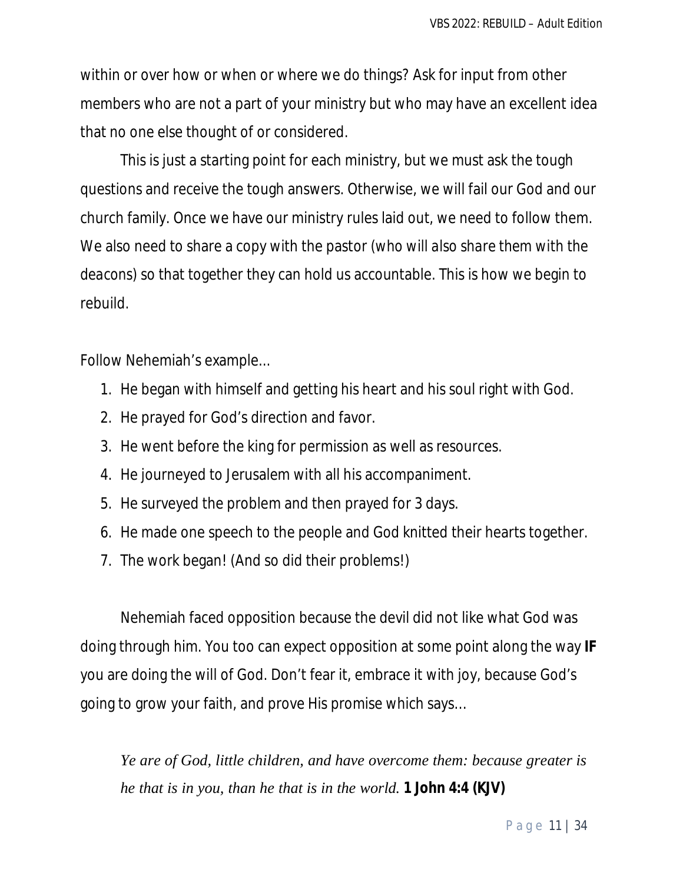within or over how or when or where we do things? Ask for input from other members who are not a part of your ministry but who may have an excellent idea that no one else thought of or considered.

This is just a starting point for each ministry, but we must ask the tough questions and receive the tough answers. Otherwise, we will fail our God and our church family. Once we have our ministry rules laid out, we need to follow them. We also need to share a copy with the pastor (who will also share them with the deacons) so that together they can hold us accountable. This is how we begin to rebuild.

Follow Nehemiah's example…

1. He began with himself and getting his heart and his soul right with God.
2. He prayed for God's direction and favor.
3. He went before the king for permission as well as resources.
4. He journeyed to Jerusalem with all his accompaniment.
5. He surveyed the problem and then prayed for 3 days.
6. He made one speech to the people and God knitted their hearts together.
7. The work began! (And so did their problems!)

Nehemiah faced opposition because the devil did not like what God was doing through him. You too can expect opposition at some point along the way **IF** you are doing the will of God. Don't fear it, embrace it with joy, because God's going to grow your faith, and prove His promise which says…

> *Ye are of God, little children, and have overcome them: because greater is he that is in you, than he that is in the world.* **1 John 4:4 (KJV)**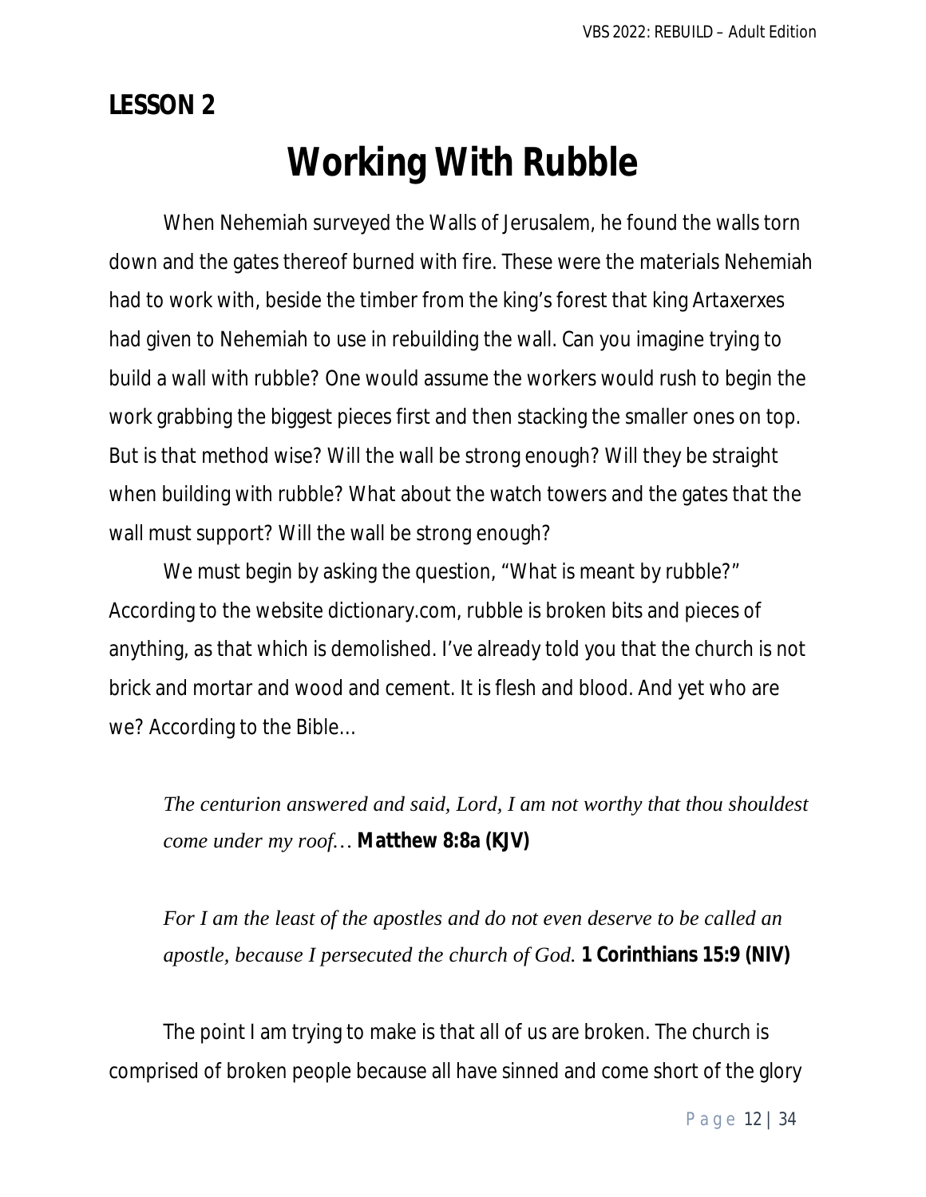**LESSON 2**

# Working With Rubble

When Nehemiah surveyed the Walls of Jerusalem, he found the walls torn down and the gates thereof burned with fire. These were the materials Nehemiah had to work with, beside the timber from the king's forest that king Artaxerxes had given to Nehemiah to use in rebuilding the wall. Can you imagine trying to build a wall with rubble? One would assume the workers would rush to begin the work grabbing the biggest pieces first and then stacking the smaller ones on top. But is that method wise? Will the wall be strong enough? Will they be straight when building with rubble? What about the watch towers and the gates that the wall must support? Will the wall be strong enough?

We must begin by asking the question, "What is meant by rubble?" According to the website dictionary.com, rubble is broken bits and pieces of anything, as that which is demolished. I've already told you that the church is not brick and mortar and wood and cement. It is flesh and blood. And yet who are we? According to the Bible…

> *The centurion answered and said, Lord, I am not worthy that thou shouldest come under my roof…* **Matthew 8:8a (KJV)**

> *For I am the least of the apostles and do not even deserve to be called an apostle, because I persecuted the church of God.* **1 Corinthians 15:9 (NIV)**

The point I am trying to make is that all of us are broken. The church is comprised of broken people because all have sinned and come short of the glory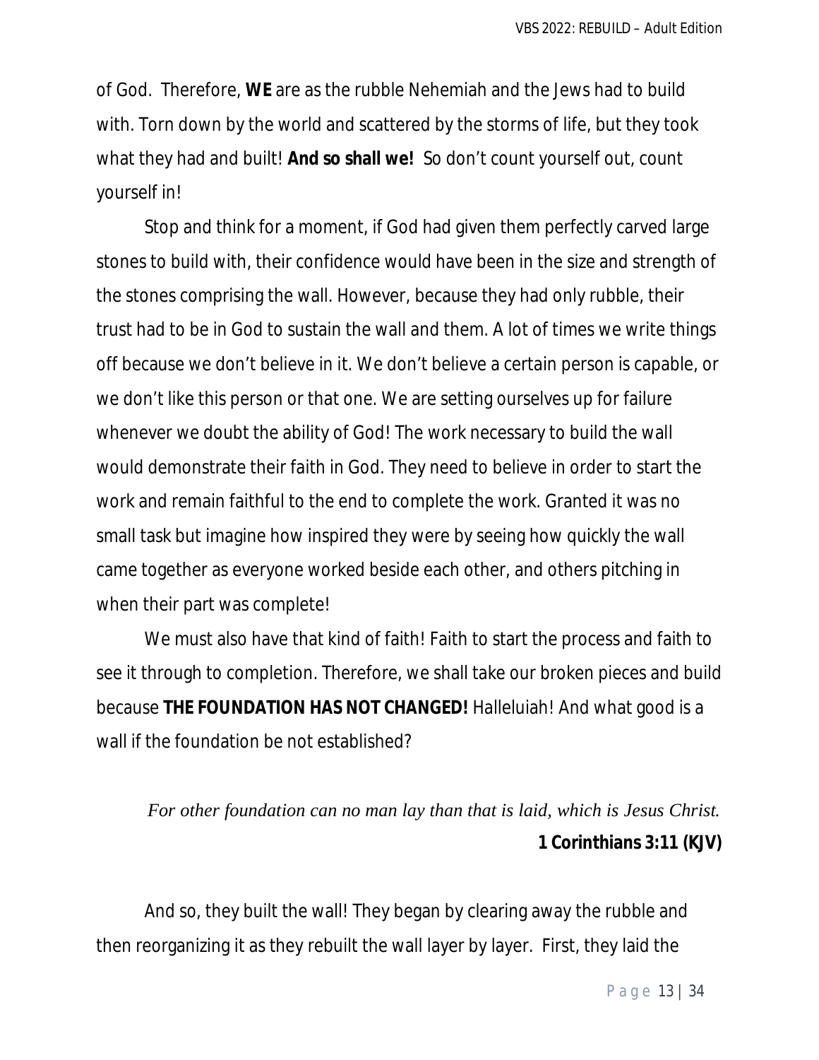of God. Therefore, **WE** are as the rubble Nehemiah and the Jews had to build with. Torn down by the world and scattered by the storms of life, but they took what they had and built! **And so shall we!** So don't count yourself out, count yourself in!

Stop and think for a moment, if God had given them perfectly carved large stones to build with, their confidence would have been in the size and strength of the stones comprising the wall. However, because they had only rubble, their trust had to be in God to sustain the wall and them. A lot of times we write things off because we don't believe in it. We don't believe a certain person is capable, or we don't like this person or that one. We are setting ourselves up for failure whenever we doubt the ability of God! The work necessary to build the wall would demonstrate their faith in God. They need to believe in order to start the work and remain faithful to the end to complete the work. Granted it was no small task but imagine how inspired they were by seeing how quickly the wall came together as everyone worked beside each other, and others pitching in when their part was complete!

We must also have that kind of faith! Faith to start the process and faith to see it through to completion. Therefore, we shall take our broken pieces and build because **THE FOUNDATION HAS NOT CHANGED!** Halleluiah! And what good is a wall if the foundation be not established?

*For other foundation can no man lay than that is laid, which is Jesus Christ.*

**1 Corinthians 3:11 (KJV)**

And so, they built the wall! They began by clearing away the rubble and then reorganizing it as they rebuilt the wall layer by layer. First, they laid the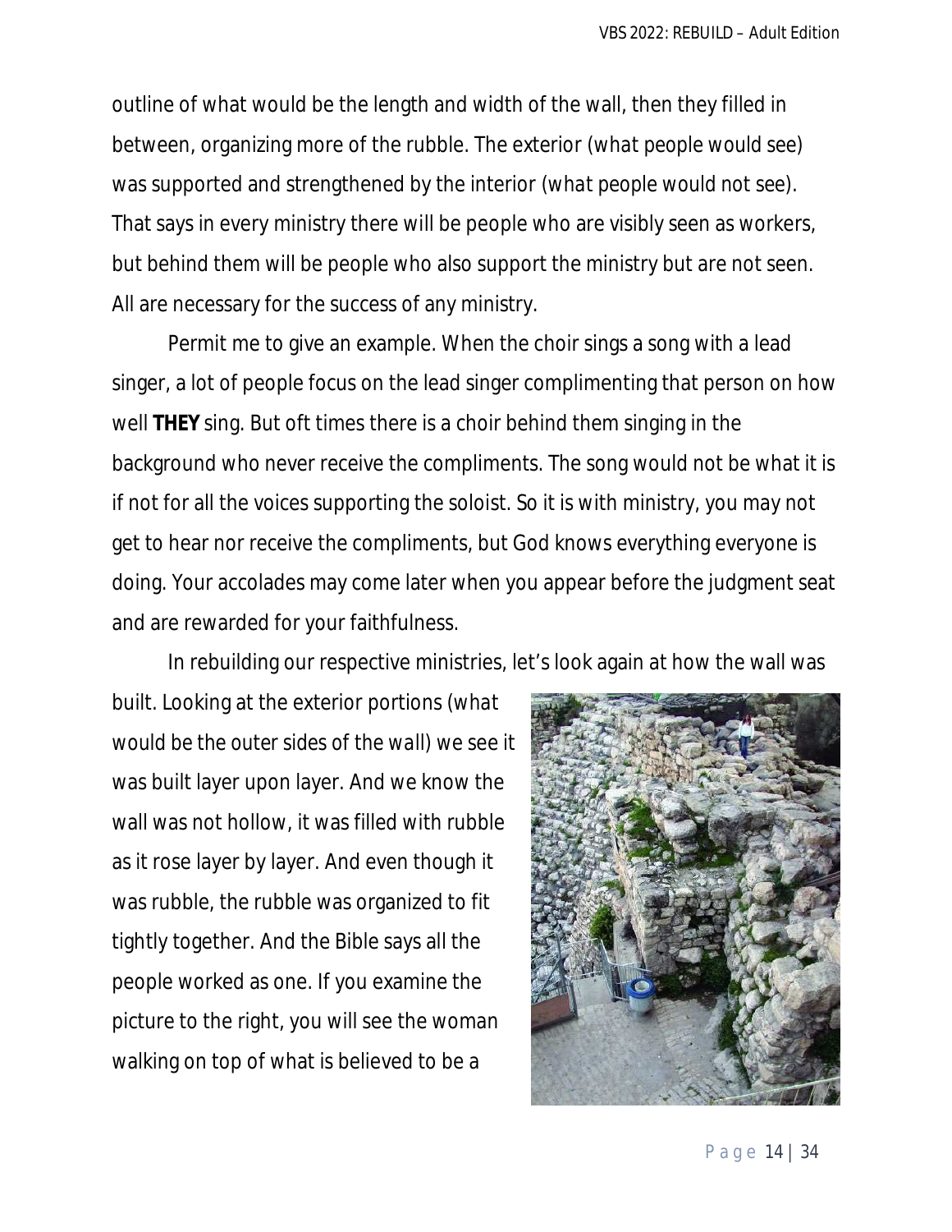outline of what would be the length and width of the wall, then they filled in between, organizing more of the rubble. The exterior (what people would see) was supported and strengthened by the interior (what people would not see). That says in every ministry there will be people who are visibly seen as workers, but behind them will be people who also support the ministry but are not seen. All are necessary for the success of any ministry.

Permit me to give an example. When the choir sings a song with a lead singer, a lot of people focus on the lead singer complimenting that person on how well **THEY** sing. But oft times there is a choir behind them singing in the background who never receive the compliments. The song would not be what it is if not for all the voices supporting the soloist. So it is with ministry, you may not get to hear nor receive the compliments, but God knows everything everyone is doing. Your accolades may come later when you appear before the judgment seat and are rewarded for your faithfulness.

In rebuilding our respective ministries, let's look again at how the wall was built. Looking at the exterior portions (what would be the outer sides of the wall) we see it was built layer upon layer. And we know the wall was not hollow, it was filled with rubble as it rose layer by layer. And even though it was rubble, the rubble was organized to fit tightly together. And the Bible says all the people worked as one. If you examine the picture to the right, you will see the woman walking on top of what is believed to be a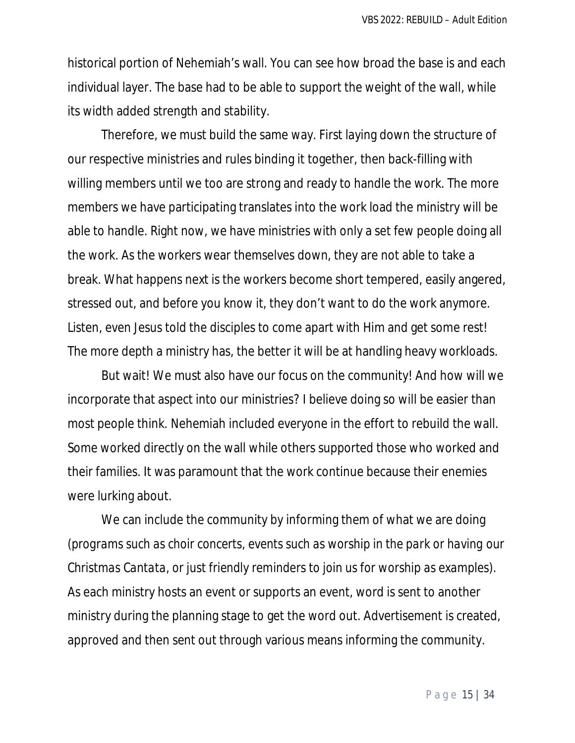historical portion of Nehemiah's wall. You can see how broad the base is and each individual layer. The base had to be able to support the weight of the wall, while its width added strength and stability.

Therefore, we must build the same way. First laying down the structure of our respective ministries and rules binding it together, then back-filling with willing members until we too are strong and ready to handle the work. The more members we have participating translates into the work load the ministry will be able to handle. Right now, we have ministries with only a set few people doing all the work. As the workers wear themselves down, they are not able to take a break. What happens next is the workers become short tempered, easily angered, stressed out, and before you know it, they don't want to do the work anymore. Listen, even Jesus told the disciples to come apart with Him and get some rest! The more depth a ministry has, the better it will be at handling heavy workloads.

But wait! We must also have our focus on the community! And how will we incorporate that aspect into our ministries? I believe doing so will be easier than most people think. Nehemiah included everyone in the effort to rebuild the wall. Some worked directly on the wall while others supported those who worked and their families. It was paramount that the work continue because their enemies were lurking about.

We can include the community by informing them of what we are doing (programs such as choir concerts, events such as worship in the park or having our *Christmas Cantata*, or just friendly reminders to join us for worship as examples). As each ministry hosts an event or supports an event, word is sent to another ministry during the planning stage to get the word out. Advertisement is created, approved and then sent out through various means informing the community.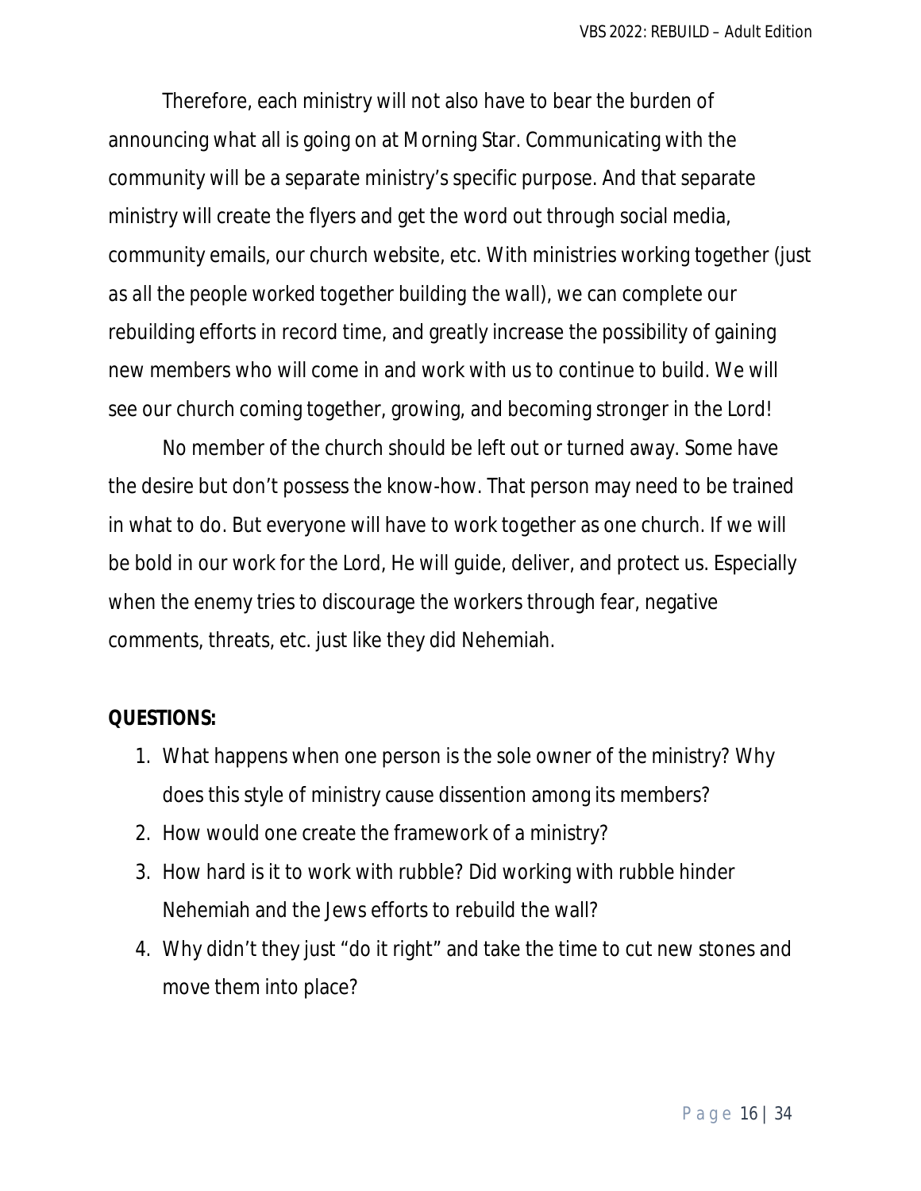Therefore, each ministry will not also have to bear the burden of announcing what all is going on at Morning Star. Communicating with the community will be a separate ministry's specific purpose. And that separate ministry will create the flyers and get the word out through social media, community emails, our church website, etc. With ministries working together (just as all the people worked together building the wall), we can complete our rebuilding efforts in record time, and greatly increase the possibility of gaining new members who will come in and work with us to continue to build. We will see our church coming together, growing, and becoming stronger in the Lord!

No member of the church should be left out or turned away. Some have the desire but don't possess the know-how. That person may need to be trained in what to do. But everyone will have to work together as one church. If we will be bold in our work for the Lord, He will guide, deliver, and protect us. Especially when the enemy tries to discourage the workers through fear, negative comments, threats, etc. just like they did Nehemiah.

**QUESTIONS:**

1. What happens when one person is the sole owner of the ministry? Why does this style of ministry cause dissention among its members?
2. How would one create the framework of a ministry?
3. How hard is it to work with rubble? Did working with rubble hinder Nehemiah and the Jews efforts to rebuild the wall?
4. Why didn't they just "do it right" and take the time to cut new stones and move them into place?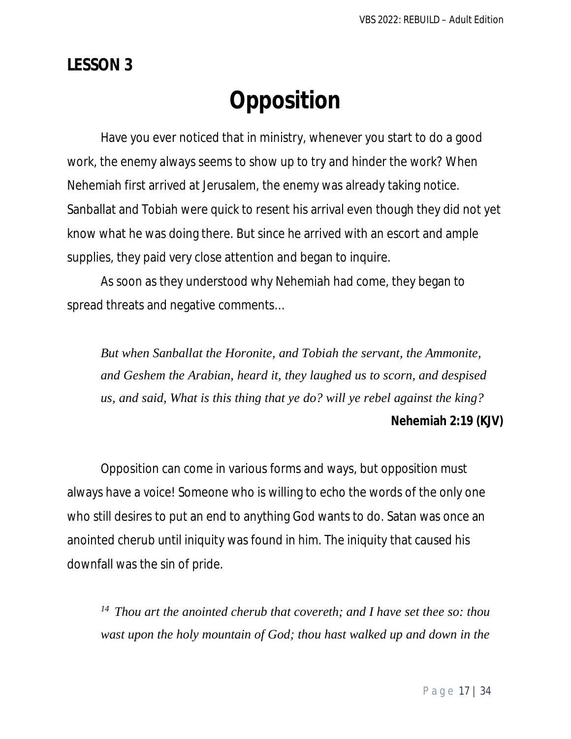## LESSON 3

# Opposition

Have you ever noticed that in ministry, whenever you start to do a good work, the enemy always seems to show up to try and hinder the work? When Nehemiah first arrived at Jerusalem, the enemy was already taking notice. Sanballat and Tobiah were quick to resent his arrival even though they did not yet know what he was doing there. But since he arrived with an escort and ample supplies, they paid very close attention and began to inquire.

As soon as they understood why Nehemiah had come, they began to spread threats and negative comments…

> *But when Sanballat the Horonite, and Tobiah the servant, the Ammonite, and Geshem the Arabian, heard it, they laughed us to scorn, and despised us, and said, What is this thing that ye do? will ye rebel against the king?*
>
> **Nehemiah 2:19 (KJV)**

Opposition can come in various forms and ways, but opposition must always have a voice! Someone who is willing to echo the words of the only one who still desires to put an end to anything God wants to do. Satan was once an anointed cherub until iniquity was found in him. The iniquity that caused his downfall was the sin of pride.

> [14] *Thou art the anointed cherub that covereth; and I have set thee so: thou wast upon the holy mountain of God; thou hast walked up and down in the*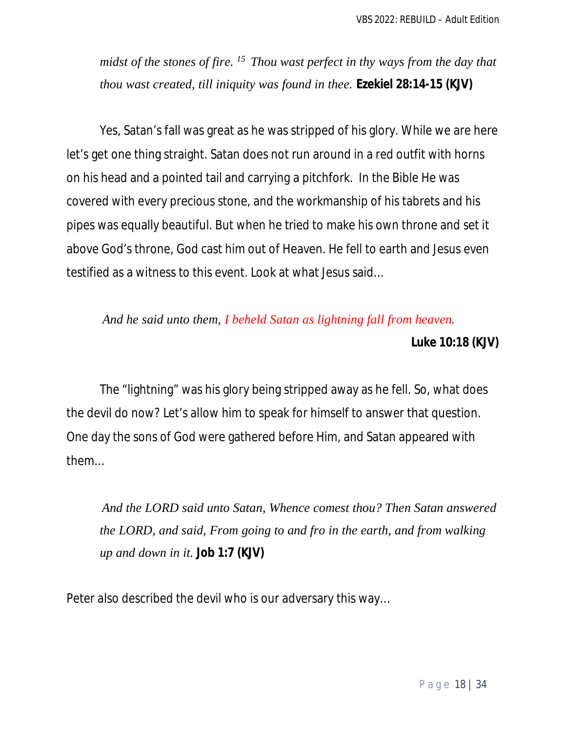*midst of the stones of fire. [15] Thou wast perfect in thy ways from the day that thou wast created, till iniquity was found in thee.* **Ezekiel 28:14-15 (KJV)**

Yes, Satan's fall was great as he was stripped of his glory. While we are here let's get one thing straight. Satan does not run around in a red outfit with horns on his head and a pointed tail and carrying a pitchfork. In the Bible He was covered with every precious stone, and the workmanship of his tabrets and his pipes was equally beautiful. But when he tried to make his own throne and set it above God's throne, God cast him out of Heaven. He fell to earth and Jesus even testified as a witness to this event. Look at what Jesus said…

*And he said unto them, I beheld Satan as lightning fall from heaven.* **Luke 10:18 (KJV)**

The "lightning" was his glory being stripped away as he fell. So, what does the devil do now? Let's allow him to speak for himself to answer that question. One day the sons of God were gathered before Him, and Satan appeared with them…

*And the LORD said unto Satan, Whence comest thou? Then Satan answered the LORD, and said, From going to and fro in the earth, and from walking up and down in it.* **Job 1:7 (KJV)**

Peter also described the devil who is our adversary this way…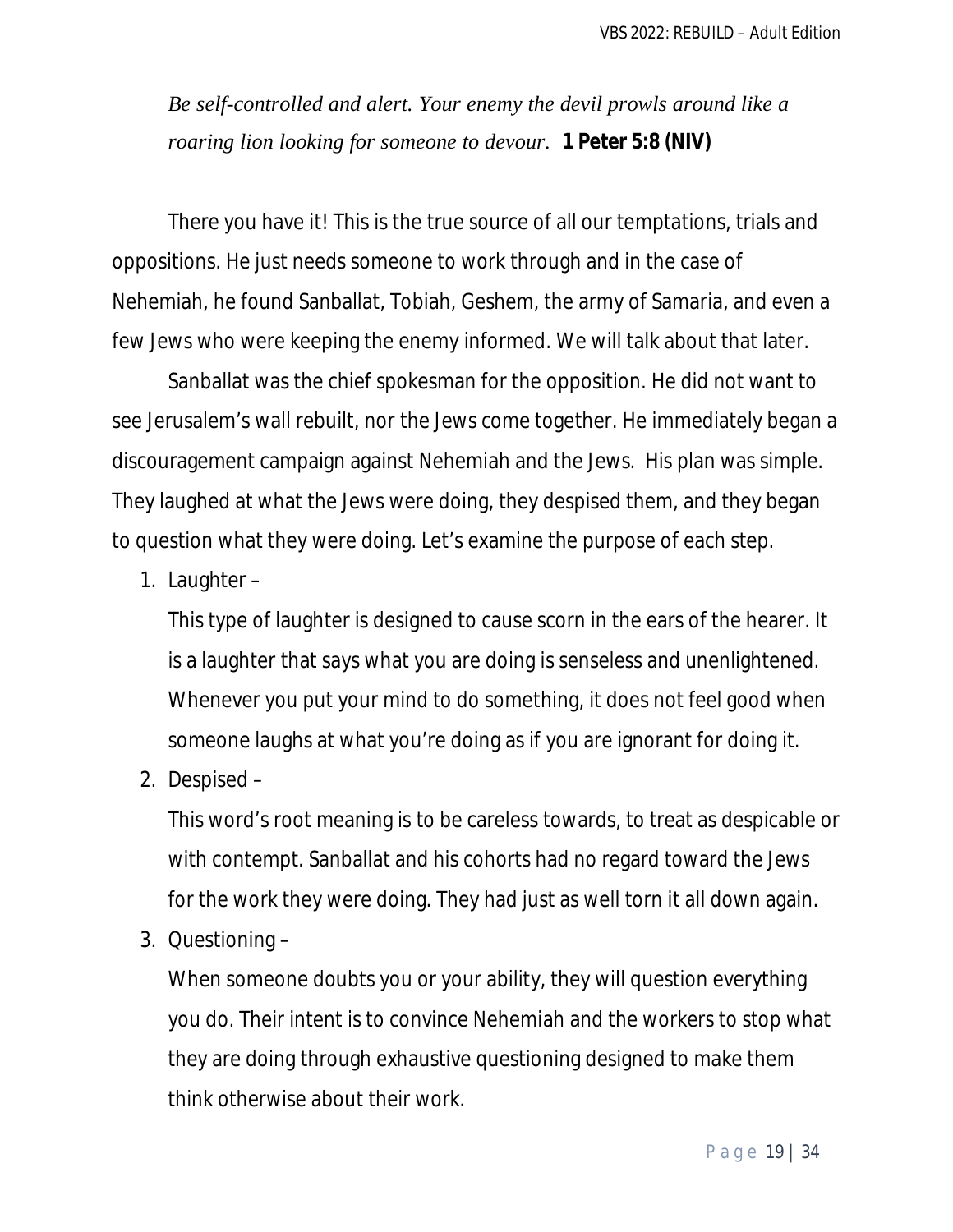*Be self-controlled and alert. Your enemy the devil prowls around like a roaring lion looking for someone to devour.* **1 Peter 5:8 (NIV)**

There you have it! This is the true source of all our temptations, trials and oppositions. He just needs someone to work through and in the case of Nehemiah, he found Sanballat, Tobiah, Geshem, the army of Samaria, and even a few Jews who were keeping the enemy informed. We will talk about that later.

Sanballat was the chief spokesman for the opposition. He did not want to see Jerusalem's wall rebuilt, nor the Jews come together. He immediately began a discouragement campaign against Nehemiah and the Jews. His plan was simple. They laughed at what the Jews were doing, they despised them, and they began to question what they were doing. Let's examine the purpose of each step.

1. Laughter –

   This type of laughter is designed to cause scorn in the ears of the hearer. It is a laughter that says what you are doing is senseless and unenlightened. Whenever you put your mind to do something, it does not feel good when someone laughs at what you're doing as if you are ignorant for doing it.

2. Despised –

   This word's root meaning is to be careless towards, to treat as despicable or with contempt. Sanballat and his cohorts had no regard toward the Jews for the work they were doing. They had just as well torn it all down again.

3. Questioning –

   When someone doubts you or your ability, they will question everything you do. Their intent is to convince Nehemiah and the workers to stop what they are doing through exhaustive questioning designed to make them think otherwise about their work.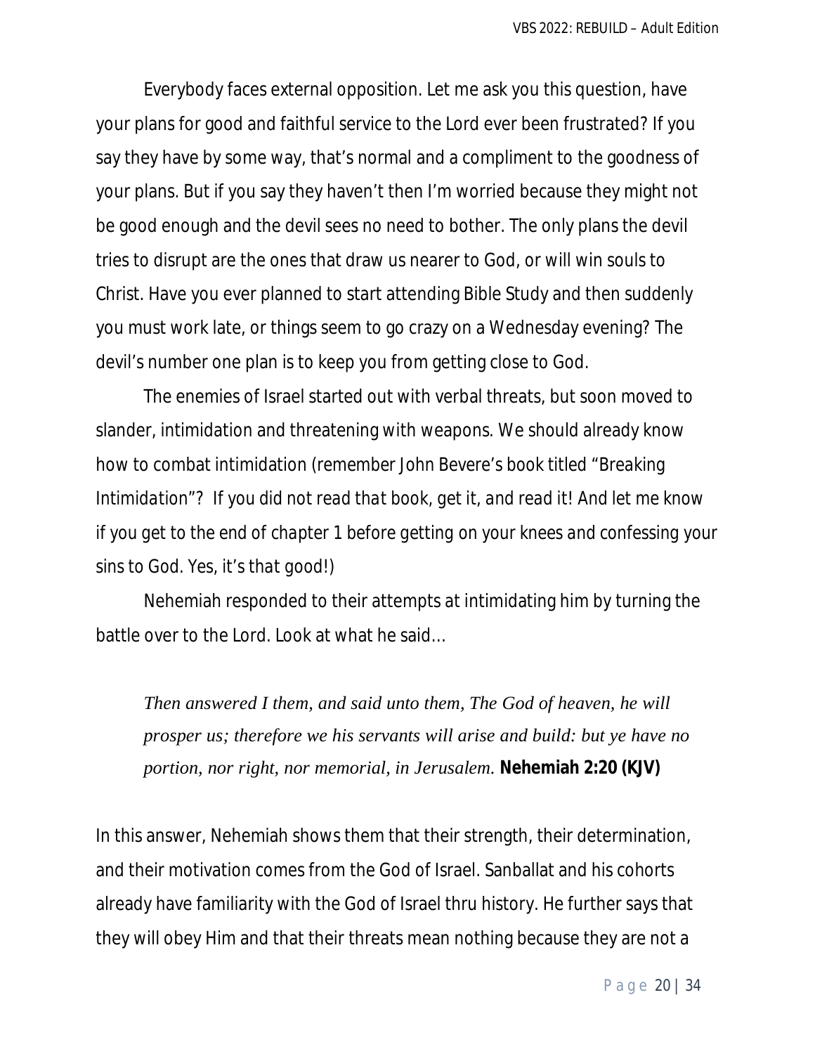Everybody faces external opposition. Let me ask you this question, have your plans for good and faithful service to the Lord ever been frustrated? If you say they have by some way, that's normal and a compliment to the goodness of your plans. But if you say they haven't then I'm worried because they might not be good enough and the devil sees no need to bother. The only plans the devil tries to disrupt are the ones that draw us nearer to God, or will win souls to Christ. Have you ever planned to start attending Bible Study and then suddenly you must work late, or things seem to go crazy on a Wednesday evening? The devil's number one plan is to keep you from getting close to God.

The enemies of Israel started out with verbal threats, but soon moved to slander, intimidation and threatening with weapons. We should already know how to combat intimidation (remember John Bevere's book titled "Breaking Intimidation"? *If you did not read that book, get it, and read it! And let me know if you get to the end of chapter 1 before getting on your knees and confessing your sins to God. Yes, it's that good!*)

Nehemiah responded to their attempts at intimidating him by turning the battle over to the Lord. Look at what he said…

> *Then answered I them, and said unto them, The God of heaven, he will prosper us; therefore we his servants will arise and build: but ye have no portion, nor right, nor memorial, in Jerusalem.* **Nehemiah 2:20 (KJV)**

In this answer, Nehemiah shows them that their strength, their determination, and their motivation comes from the God of Israel. Sanballat and his cohorts already have familiarity with the God of Israel thru history. He further says that they will obey Him and that their threats mean nothing because they are not a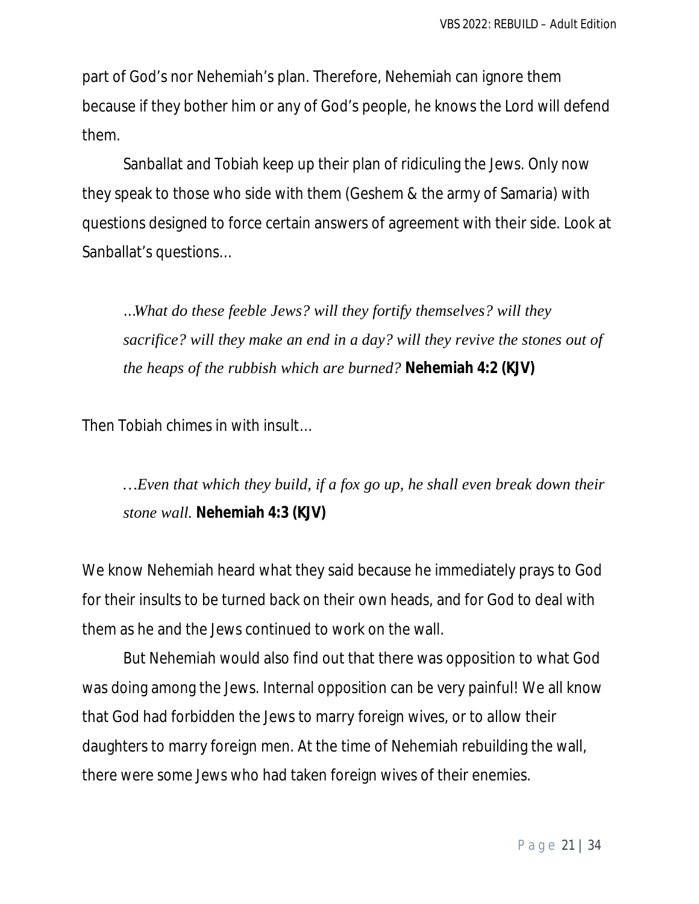part of God's nor Nehemiah's plan. Therefore, Nehemiah can ignore them because if they bother him or any of God's people, he knows the Lord will defend them.

Sanballat and Tobiah keep up their plan of ridiculing the Jews. Only now they speak to those who side with them (Geshem & the army of Samaria) with questions designed to force certain answers of agreement with their side. Look at Sanballat's questions…

> *…What do these feeble Jews? will they fortify themselves? will they sacrifice? will they make an end in a day? will they revive the stones out of the heaps of the rubbish which are burned?* **Nehemiah 4:2 (KJV)**

Then Tobiah chimes in with insult…

> *…Even that which they build, if a fox go up, he shall even break down their stone wall.* **Nehemiah 4:3 (KJV)**

We know Nehemiah heard what they said because he immediately prays to God for their insults to be turned back on their own heads, and for God to deal with them as he and the Jews continued to work on the wall.

But Nehemiah would also find out that there was opposition to what God was doing among the Jews. Internal opposition can be very painful! We all know that God had forbidden the Jews to marry foreign wives, or to allow their daughters to marry foreign men. At the time of Nehemiah rebuilding the wall, there were some Jews who had taken foreign wives of their enemies.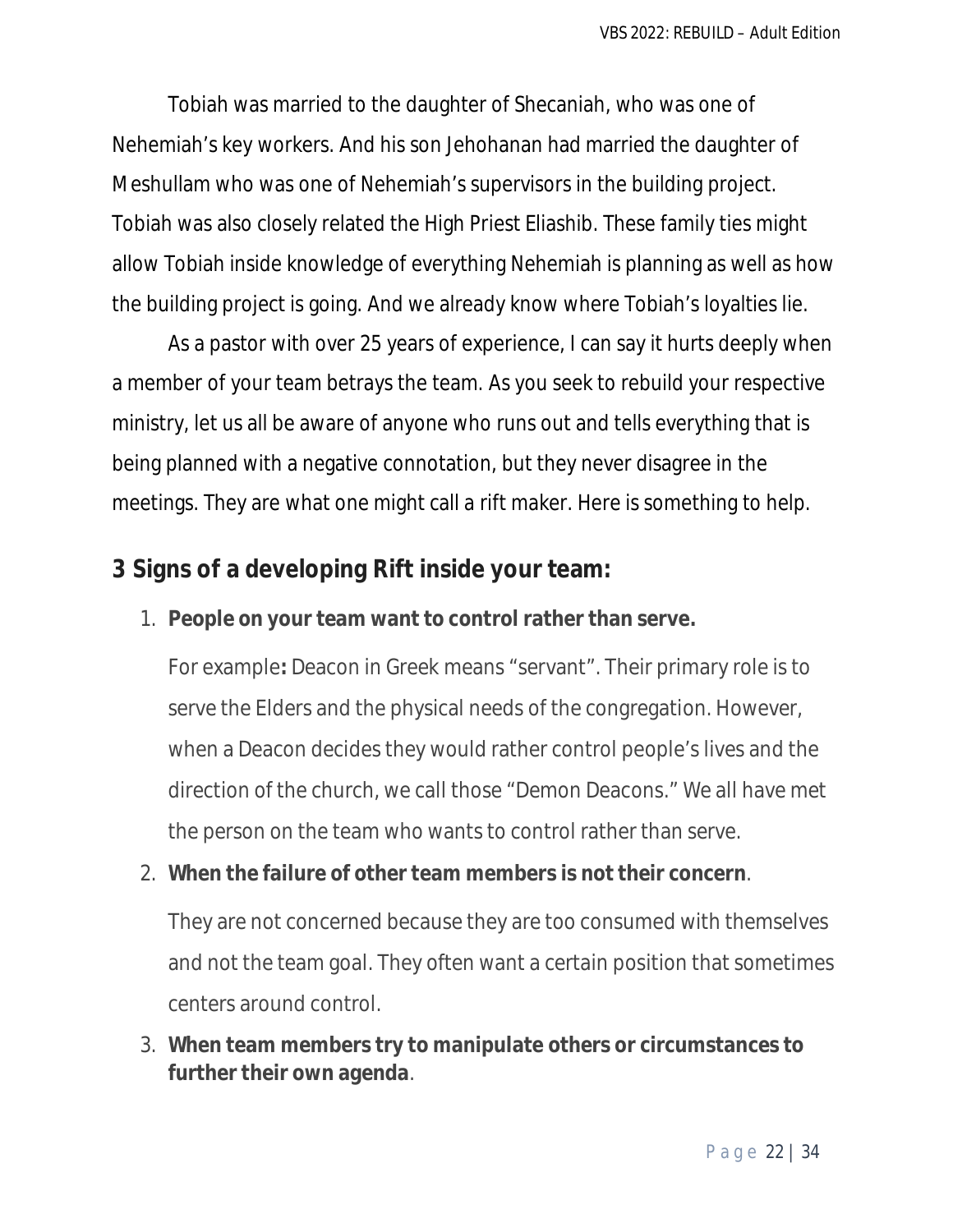Tobiah was married to the daughter of Shecaniah, who was one of Nehemiah's key workers. And his son Jehohanan had married the daughter of Meshullam who was one of Nehemiah's supervisors in the building project. Tobiah was also closely related the High Priest Eliashib. These family ties might allow Tobiah inside knowledge of everything Nehemiah is planning as well as how the building project is going. And we already know where Tobiah's loyalties lie.

As a pastor with over 25 years of experience, I can say it hurts deeply when a member of your team betrays the team. As you seek to rebuild your respective ministry, let us all be aware of anyone who runs out and tells everything that is being planned with a negative connotation, but they never disagree in the meetings. They are what one might call a rift maker. Here is something to help.

## 3 Signs of a developing Rift inside your team:

1. **People on your team want to control rather than serve.**

   For example**:** Deacon in Greek means "servant". Their primary role is to serve the Elders and the physical needs of the congregation. However, when a Deacon decides they would rather control people's lives and the direction of the church, we call those "Demon Deacons." We all have met the person on the team who wants to control rather than serve.

2. **When the failure of other team members is not their concern**.

   They are not concerned because they are too consumed with themselves and not the team goal. They often want a certain position that sometimes centers around control.

3. **When team members try to manipulate others or circumstances to further their own agenda**.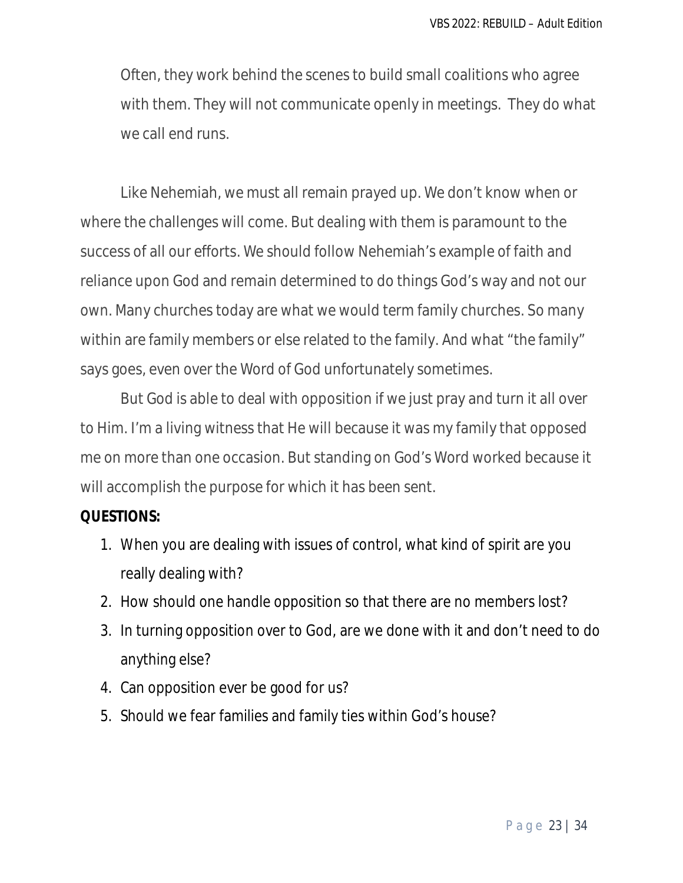Often, they work behind the scenes to build small coalitions who agree with them. They will not communicate openly in meetings. They do what we call end runs.

Like Nehemiah, we must all remain prayed up. We don't know when or where the challenges will come. But dealing with them is paramount to the success of all our efforts. We should follow Nehemiah's example of faith and reliance upon God and remain determined to do things God's way and not our own. Many churches today are what we would term family churches. So many within are family members or else related to the family. And what "the family" says goes, even over the Word of God unfortunately sometimes.

But God is able to deal with opposition if we just pray and turn it all over to Him. I'm a living witness that He will because it was my family that opposed me on more than one occasion. But standing on God's Word worked because it will accomplish the purpose for which it has been sent.

**QUESTIONS:**

1. When you are dealing with issues of control, what kind of spirit are you really dealing with?
2. How should one handle opposition so that there are no members lost?
3. In turning opposition over to God, are we done with it and don't need to do anything else?
4. Can opposition ever be good for us?
5. Should we fear families and family ties within God's house?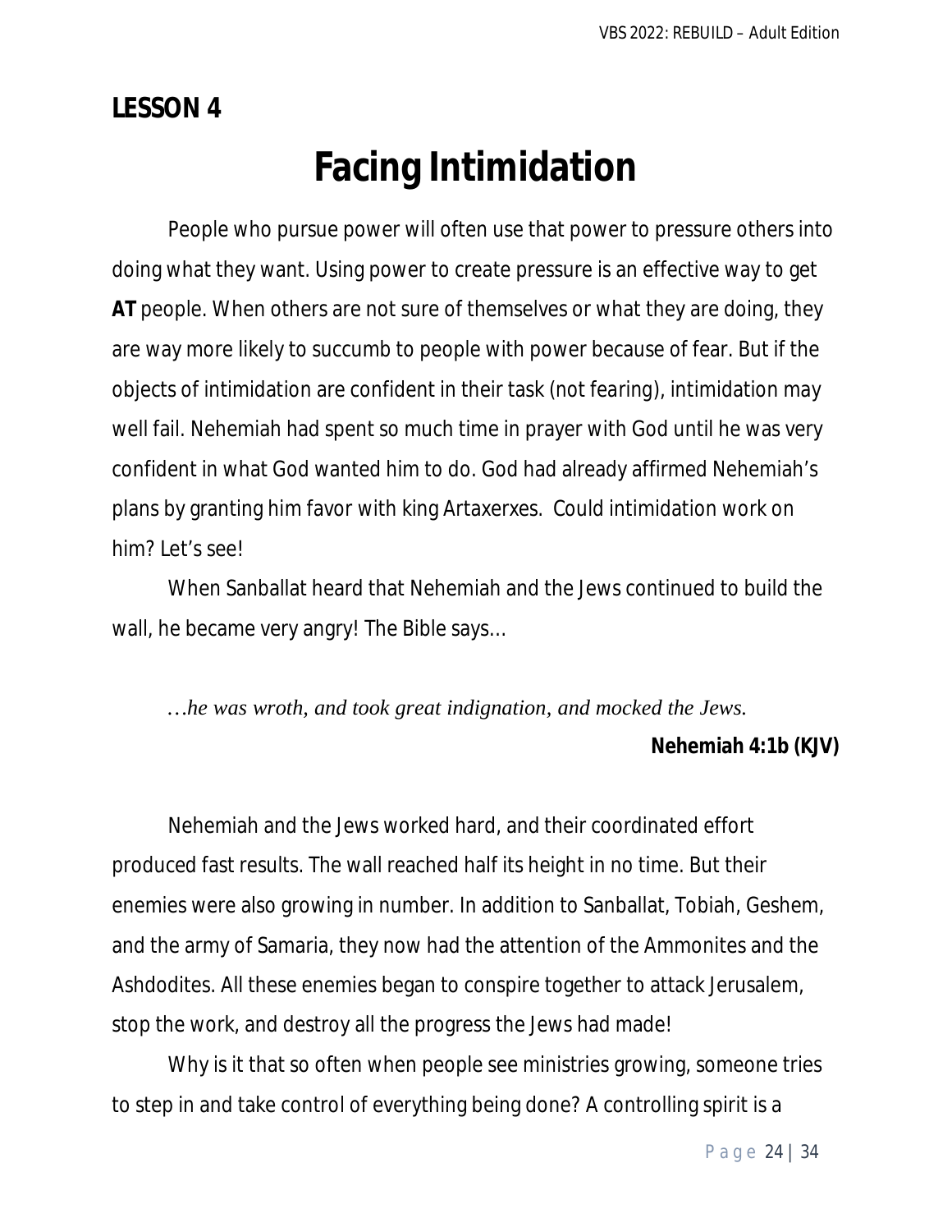## LESSON 4

# Facing Intimidation

People who pursue power will often use that power to pressure others into doing what they want. Using power to create pressure is an effective way to get **AT** people. When others are not sure of themselves or what they are doing, they are way more likely to succumb to people with power because of fear. But if the objects of intimidation are confident in their task (not fearing), intimidation may well fail. Nehemiah had spent so much time in prayer with God until he was very confident in what God wanted him to do. God had already affirmed Nehemiah's plans by granting him favor with king Artaxerxes.  Could intimidation work on him? Let's see!

When Sanballat heard that Nehemiah and the Jews continued to build the wall, he became very angry! The Bible says…

> *…he was wroth, and took great indignation, and mocked the Jews.*
>
> **Nehemiah 4:1b (KJV)**

Nehemiah and the Jews worked hard, and their coordinated effort produced fast results. The wall reached half its height in no time. But their enemies were also growing in number. In addition to Sanballat, Tobiah, Geshem, and the army of Samaria, they now had the attention of the Ammonites and the Ashdodites. All these enemies began to conspire together to attack Jerusalem, stop the work, and destroy all the progress the Jews had made!

Why is it that so often when people see ministries growing, someone tries to step in and take control of everything being done? A controlling spirit is a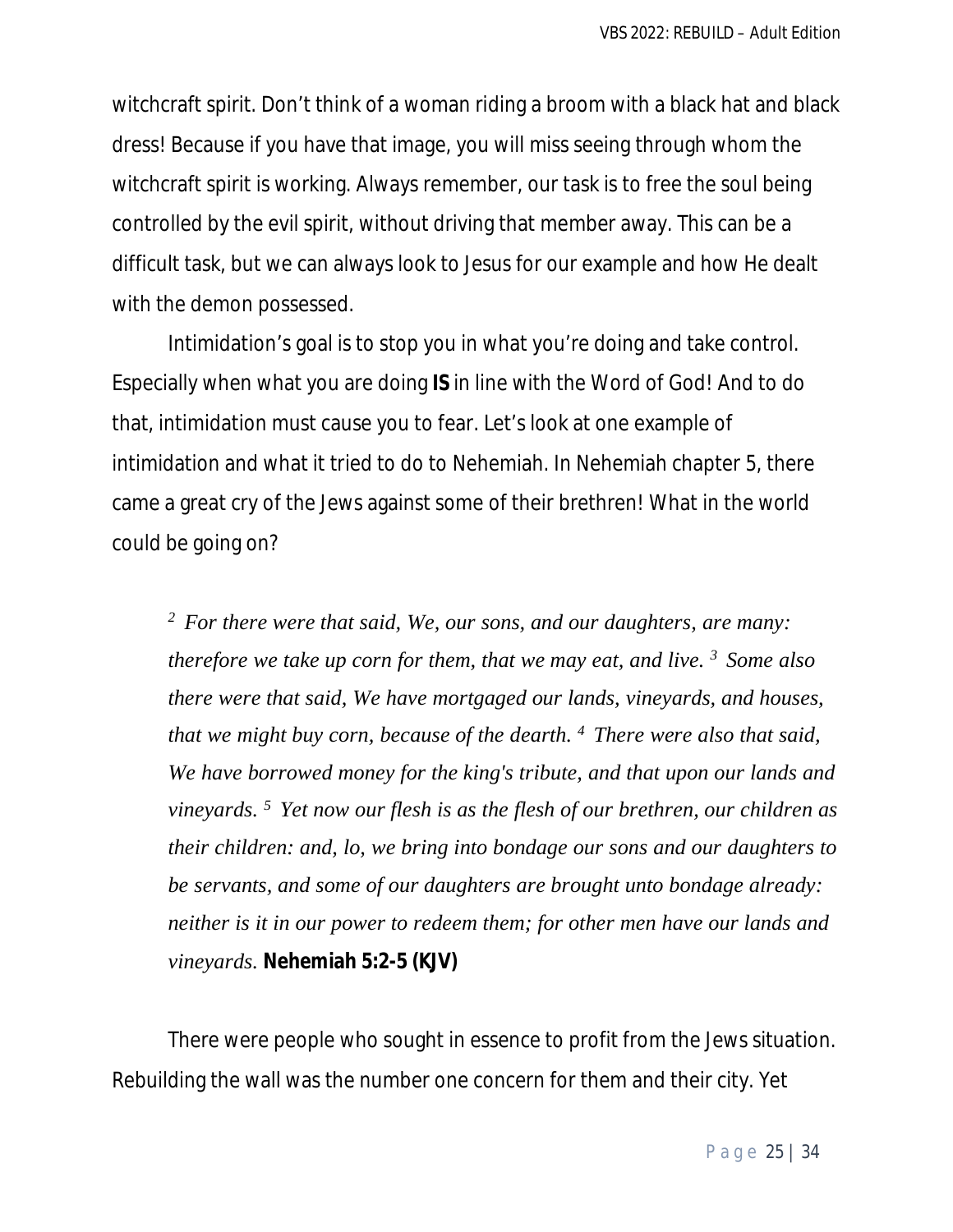witchcraft spirit. Don't think of a woman riding a broom with a black hat and black dress! Because if you have that image, you will miss seeing through whom the witchcraft spirit is working. Always remember, our task is to free the soul being controlled by the evil spirit, without driving that member away. This can be a difficult task, but we can always look to Jesus for our example and how He dealt with the demon possessed.

Intimidation's goal is to stop you in what you're doing and take control. Especially when what you are doing **IS** in line with the Word of God! And to do that, intimidation must cause you to fear. Let's look at one example of intimidation and what it tried to do to Nehemiah. In Nehemiah chapter 5, there came a great cry of the Jews against some of their brethren! What in the world could be going on?

> [2] *For there were that said, We, our sons, and our daughters, are many: therefore we take up corn for them, that we may eat, and live.* [3] *Some also there were that said, We have mortgaged our lands, vineyards, and houses, that we might buy corn, because of the dearth.* [4] *There were also that said, We have borrowed money for the king's tribute, and that upon our lands and vineyards.* [5] *Yet now our flesh is as the flesh of our brethren, our children as their children: and, lo, we bring into bondage our sons and our daughters to be servants, and some of our daughters are brought unto bondage already: neither is it in our power to redeem them; for other men have our lands and vineyards.* **Nehemiah 5:2-5 (KJV)**

There were people who sought in essence to profit from the Jews situation. Rebuilding the wall was the number one concern for them and their city. Yet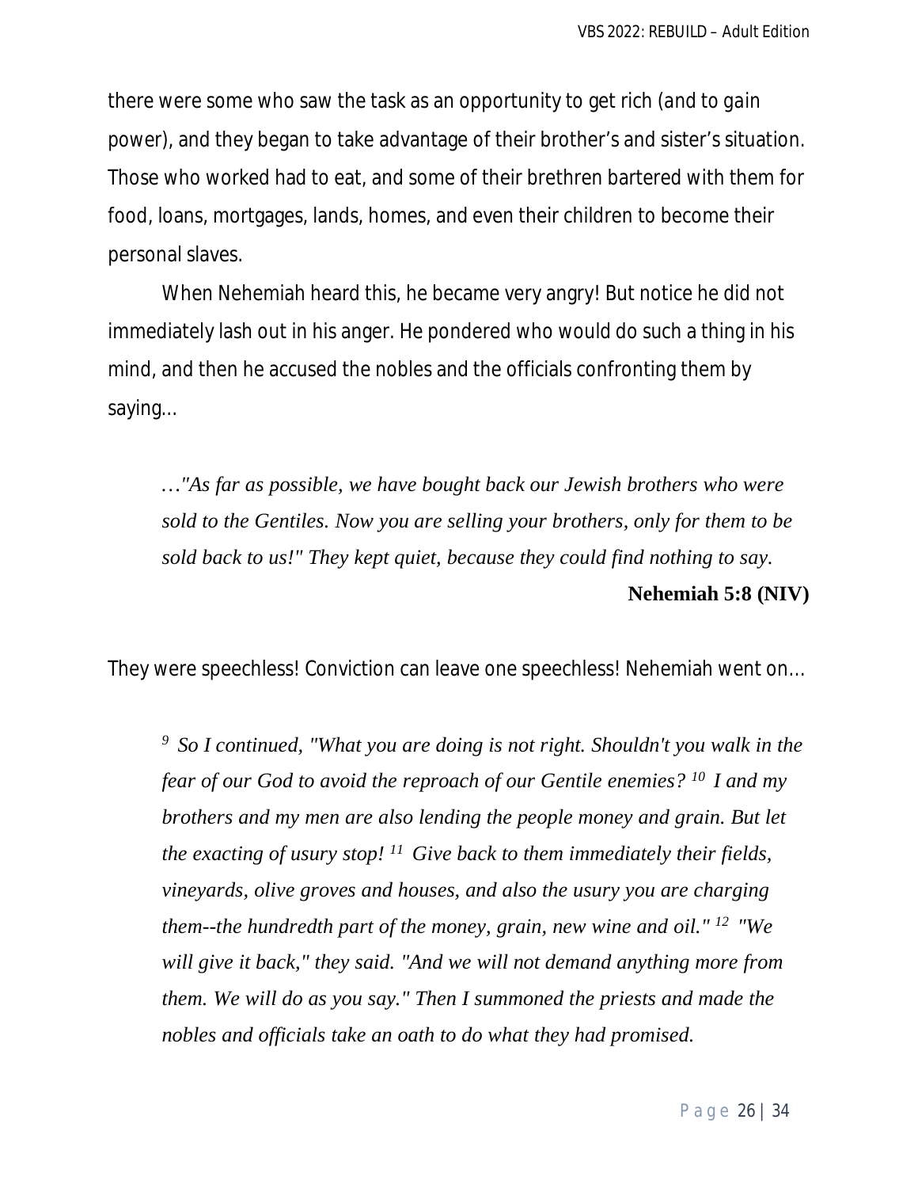there were some who saw the task as an opportunity to get rich (and to gain power), and they began to take advantage of their brother's and sister's situation. Those who worked had to eat, and some of their brethren bartered with them for food, loans, mortgages, lands, homes, and even their children to become their personal slaves.

When Nehemiah heard this, he became very angry! But notice he did not immediately lash out in his anger. He pondered who would do such a thing in his mind, and then he accused the nobles and the officials confronting them by saying…

> *…"As far as possible, we have bought back our Jewish brothers who were sold to the Gentiles. Now you are selling your brothers, only for them to be sold back to us!" They kept quiet, because they could find nothing to say.*
>
> **Nehemiah 5:8 (NIV)**

They were speechless! Conviction can leave one speechless! Nehemiah went on…

> *[9] So I continued, "What you are doing is not right. Shouldn't you walk in the fear of our God to avoid the reproach of our Gentile enemies? [10] I and my brothers and my men are also lending the people money and grain. But let the exacting of usury stop! [11] Give back to them immediately their fields, vineyards, olive groves and houses, and also the usury you are charging them--the hundredth part of the money, grain, new wine and oil." [12] "We will give it back," they said. "And we will not demand anything more from them. We will do as you say." Then I summoned the priests and made the nobles and officials take an oath to do what they had promised.*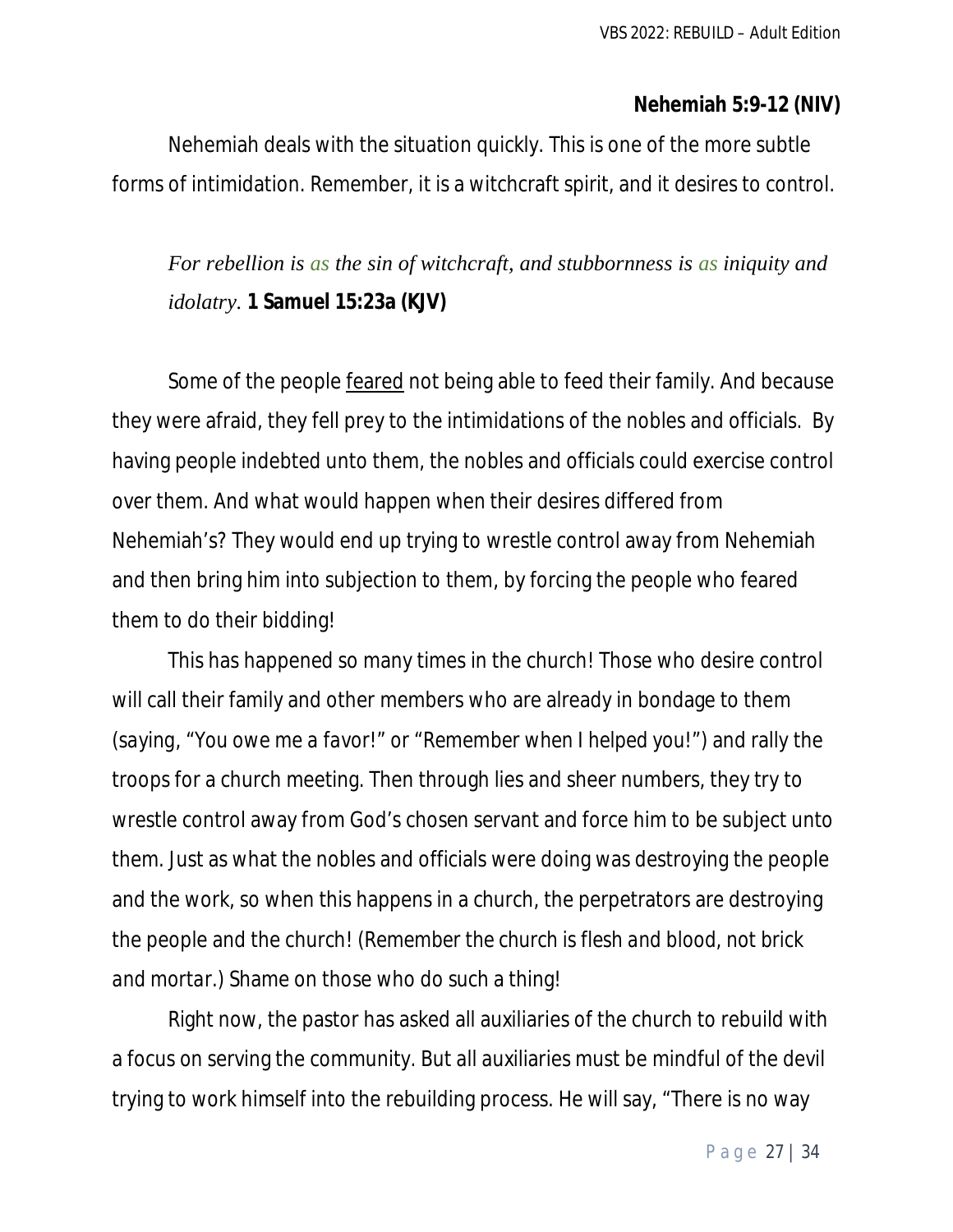**Nehemiah 5:9-12 (NIV)**

Nehemiah deals with the situation quickly. This is one of the more subtle forms of intimidation. Remember, it is a witchcraft spirit, and it desires to control.

> *For rebellion is as the sin of witchcraft, and stubbornness is as iniquity and idolatry.* **1 Samuel 15:23a (KJV)**

Some of the people feared not being able to feed their family. And because they were afraid, they fell prey to the intimidations of the nobles and officials. By having people indebted unto them, the nobles and officials could exercise control over them. And what would happen when their desires differed from Nehemiah's? They would end up trying to wrestle control away from Nehemiah and then bring him into subjection to them, by forcing the people who feared them to do their bidding!

This has happened so many times in the church! Those who desire control will call their family and other members who are already in bondage to them (saying, "You owe me a favor!" or "Remember when I helped you!") and rally the troops for a church meeting. Then through lies and sheer numbers, they try to wrestle control away from God's chosen servant and force him to be subject unto them. Just as what the nobles and officials were doing was destroying the people and the work, so when this happens in a church, the perpetrators are destroying the people and the church! (Remember the church is flesh and blood, not brick and mortar.) Shame on those who do such a thing!

Right now, the pastor has asked all auxiliaries of the church to rebuild with a focus on serving the community. But all auxiliaries must be mindful of the devil trying to work himself into the rebuilding process. He will say, "There is no way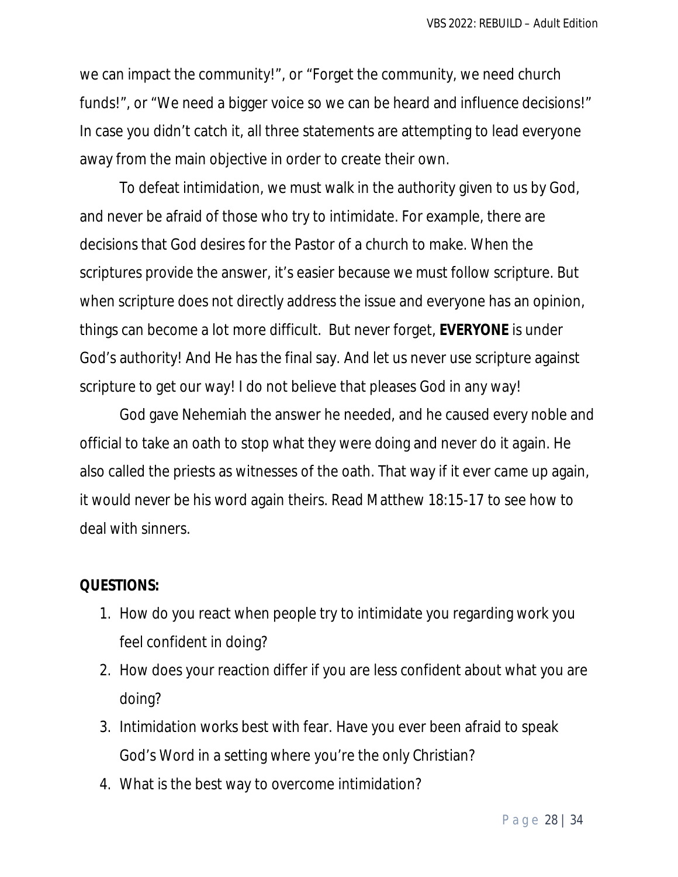we can impact the community!", or "Forget the community, we need church funds!", or "We need a bigger voice so we can be heard and influence decisions!" In case you didn't catch it, all three statements are attempting to lead everyone away from the main objective in order to create their own.

To defeat intimidation, we must walk in the authority given to us by God, and never be afraid of those who try to intimidate. For example, there are decisions that God desires for the Pastor of a church to make. When the scriptures provide the answer, it's easier because we must follow scripture. But when scripture does not directly address the issue and everyone has an opinion, things can become a lot more difficult. But never forget, **EVERYONE** is under God's authority! And He has the final say. And let us never use scripture against scripture to get our way! I do not believe that pleases God in any way!

God gave Nehemiah the answer he needed, and he caused every noble and official to take an oath to stop what they were doing and never do it again. He also called the priests as witnesses of the oath. That way if it ever came up again, it would never be his word again theirs. Read Matthew 18:15-17 to see how to deal with sinners.

**QUESTIONS:**

1. How do you react when people try to intimidate you regarding work you feel confident in doing?
2. How does your reaction differ if you are less confident about what you are doing?
3. Intimidation works best with fear. Have you ever been afraid to speak God's Word in a setting where you're the only Christian?
4. What is the best way to overcome intimidation?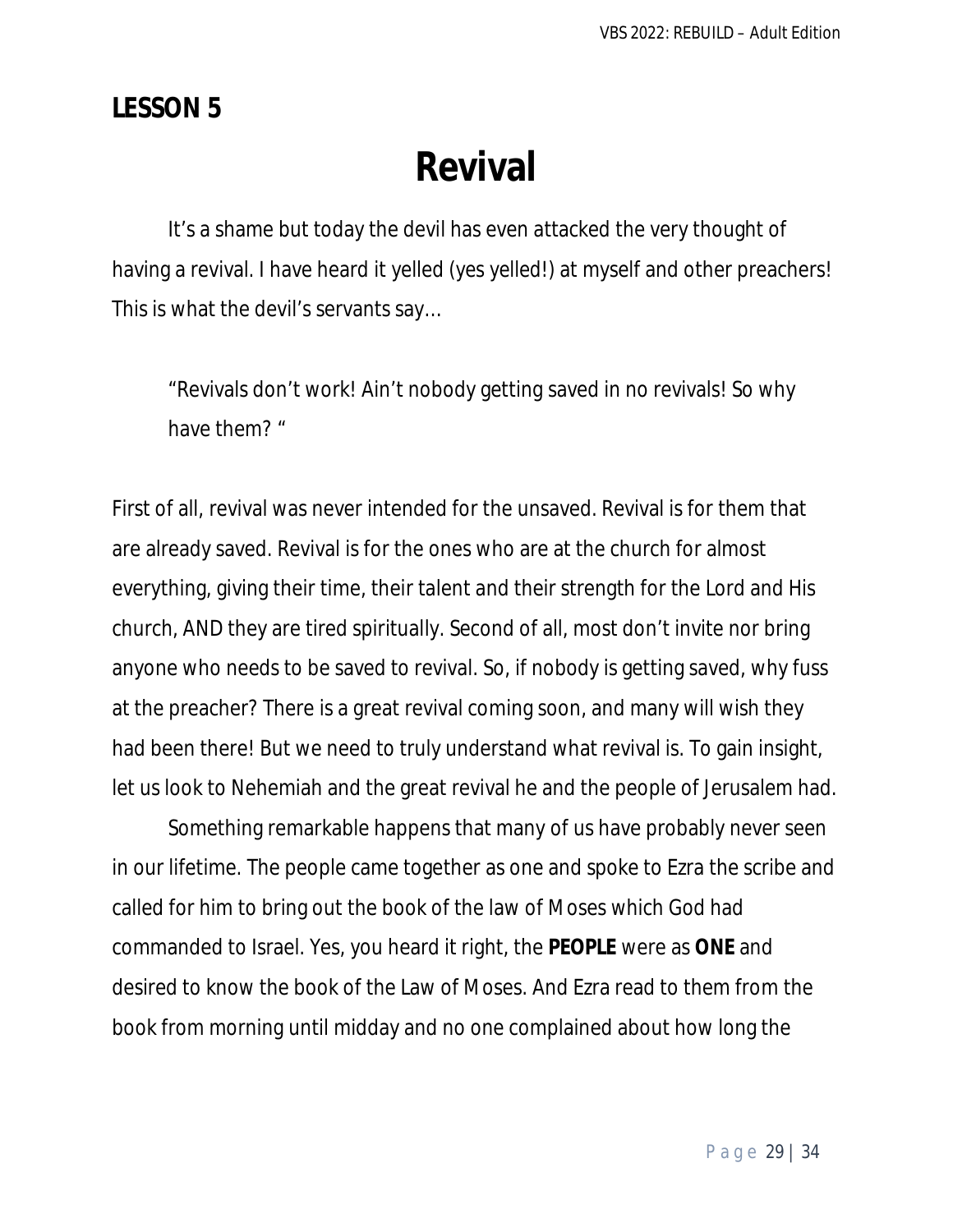**LESSON 5**

# Revival

It's a shame but today the devil has even attacked the very thought of having a revival. I have heard it yelled (yes yelled!) at myself and other preachers! This is what the devil's servants say…

> "Revivals don't work! Ain't nobody getting saved in no revivals! So why have them? "

First of all, revival was never intended for the unsaved. Revival is for them that are already saved. Revival is for the ones who are at the church for almost everything, giving their time, their talent and their strength for the Lord and His church, AND they are tired spiritually. Second of all, most don't invite nor bring anyone who needs to be saved to revival. So, if nobody is getting saved, why fuss at the preacher? There is a great revival coming soon, and many will wish they had been there! But we need to truly understand what revival is. To gain insight, let us look to Nehemiah and the great revival he and the people of Jerusalem had.

Something remarkable happens that many of us have probably never seen in our lifetime. The people came together as one and spoke to Ezra the scribe and called for him to bring out the book of the law of Moses which God had commanded to Israel. Yes, you heard it right, the **PEOPLE** were as **ONE** and desired to know the book of the Law of Moses. And Ezra read to them from the book from morning until midday and no one complained about how long the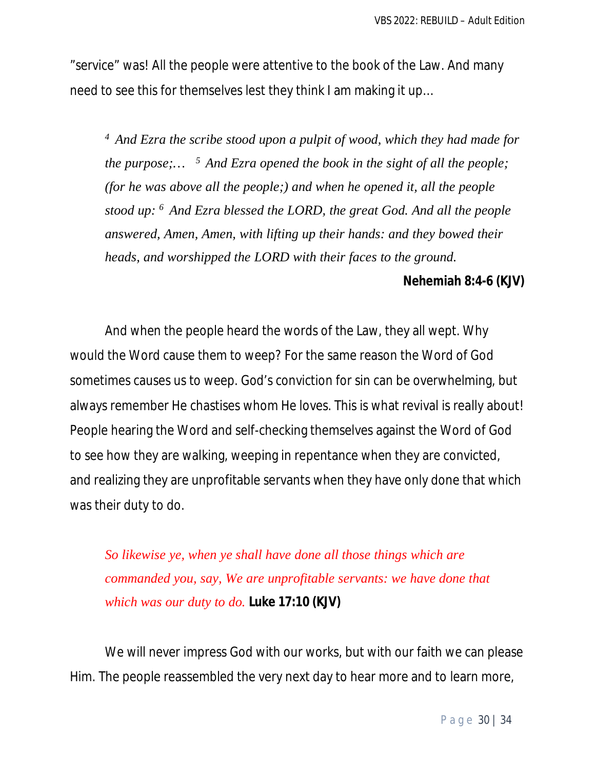"service" was! All the people were attentive to the book of the Law. And many need to see this for themselves lest they think I am making it up…

> [4] *And Ezra the scribe stood upon a pulpit of wood, which they had made for the purpose;…* [5] *And Ezra opened the book in the sight of all the people; (for he was above all the people;) and when he opened it, all the people stood up:* [6] *And Ezra blessed the LORD, the great God. And all the people answered, Amen, Amen, with lifting up their hands: and they bowed their heads, and worshipped the LORD with their faces to the ground.*
>
> **Nehemiah 8:4-6 (KJV)**

And when the people heard the words of the Law, they all wept. Why would the Word cause them to weep? For the same reason the Word of God sometimes causes us to weep. God's conviction for sin can be overwhelming, but always remember He chastises whom He loves. This is what revival is really about! People hearing the Word and self-checking themselves against the Word of God to see how they are walking, weeping in repentance when they are convicted, and realizing they are unprofitable servants when they have only done that which was their duty to do.

> *So likewise ye, when ye shall have done all those things which are commanded you, say, We are unprofitable servants: we have done that which was our duty to do.* **Luke 17:10 (KJV)**

We will never impress God with our works, but with our faith we can please Him. The people reassembled the very next day to hear more and to learn more,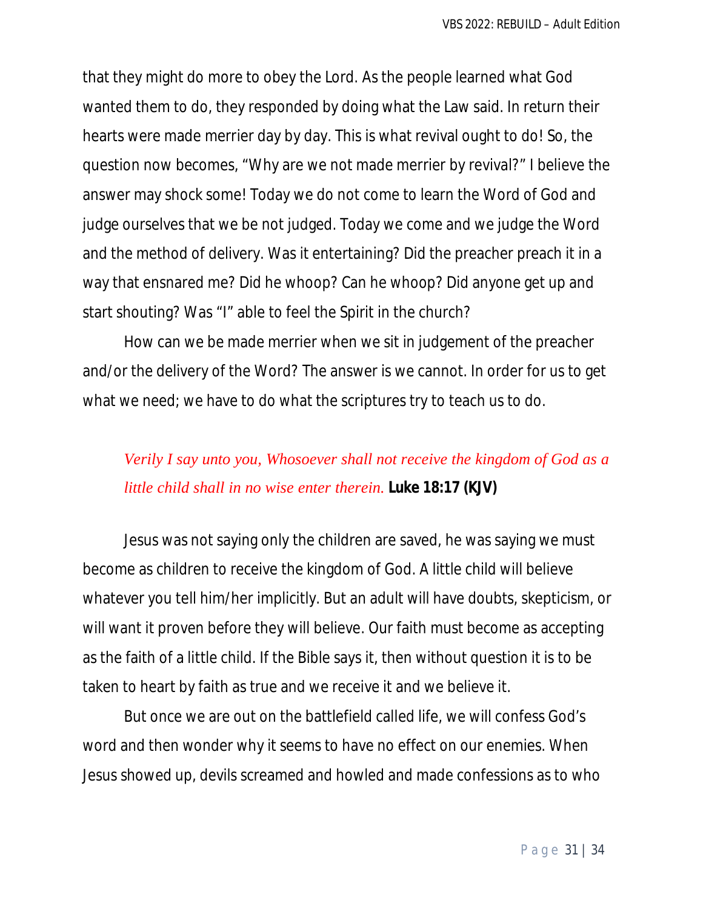that they might do more to obey the Lord. As the people learned what God wanted them to do, they responded by doing what the Law said. In return their hearts were made merrier day by day. This is what revival ought to do! So, the question now becomes, “Why are we not made merrier by revival?” I believe the answer may shock some! Today we do not come to learn the Word of God and judge ourselves that we be not judged. Today we come and we judge the Word and the method of delivery. Was it entertaining? Did the preacher preach it in a way that ensnared me? Did he whoop? Can he whoop? Did anyone get up and start shouting? Was “I” able to feel the Spirit in the church?

How can we be made merrier when we sit in judgement of the preacher and/or the delivery of the Word? The answer is we cannot. In order for us to get what we need; we have to do what the scriptures try to teach us to do.

> *Verily I say unto you, Whosoever shall not receive the kingdom of God as a little child shall in no wise enter therein.* **Luke 18:17 (KJV)**

Jesus was not saying only the children are saved, he was saying we must become as children to receive the kingdom of God. A little child will believe whatever you tell him/her implicitly. But an adult will have doubts, skepticism, or will want it proven before they will believe. Our faith must become as accepting as the faith of a little child. If the Bible says it, then without question it is to be taken to heart by faith as true and we receive it and we believe it.

But once we are out on the battlefield called life, we will confess God’s word and then wonder why it seems to have no effect on our enemies. When Jesus showed up, devils screamed and howled and made confessions as to who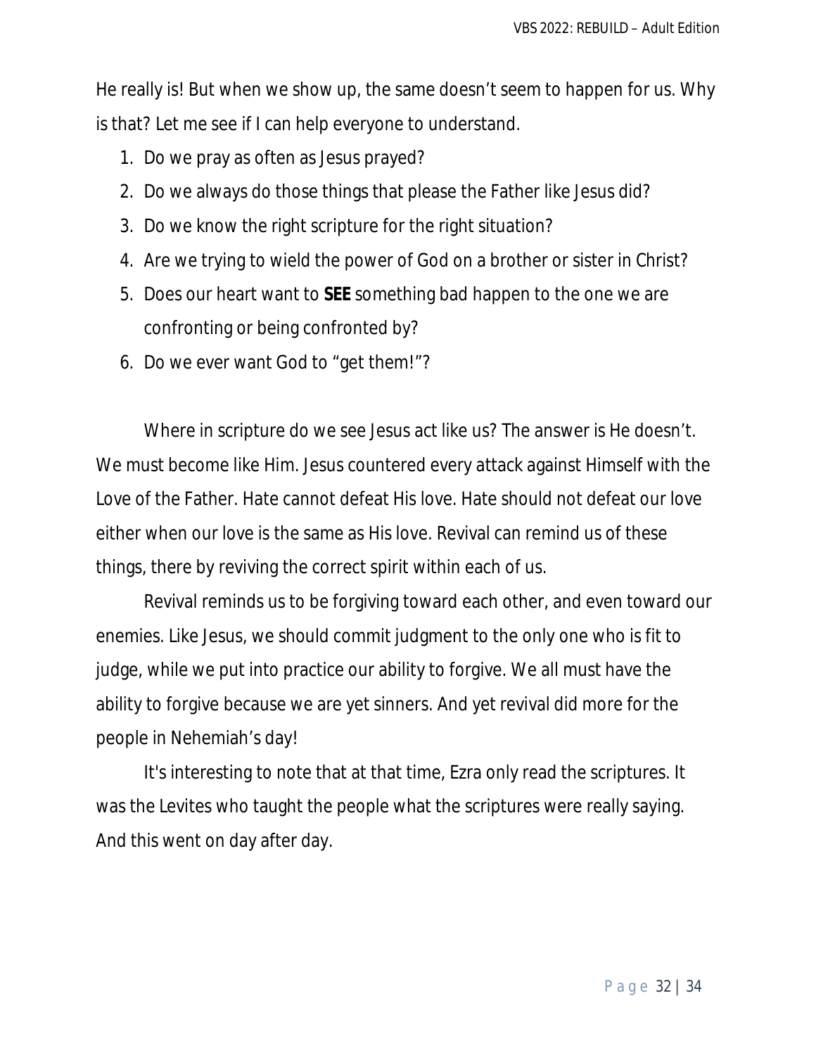He really is! But when we show up, the same doesn't seem to happen for us. Why is that? Let me see if I can help everyone to understand.

1. Do we pray as often as Jesus prayed?
2. Do we always do those things that please the Father like Jesus did?
3. Do we know the right scripture for the right situation?
4. Are we trying to wield the power of God on a brother or sister in Christ?
5. Does our heart want to **SEE** something bad happen to the one we are confronting or being confronted by?
6. Do we ever want God to "get them!"?

Where in scripture do we see Jesus act like us? The answer is He doesn't. We must become like Him. Jesus countered every attack against Himself with the Love of the Father. Hate cannot defeat His love. Hate should not defeat our love either when our love is the same as His love. Revival can remind us of these things, there by reviving the correct spirit within each of us.

Revival reminds us to be forgiving toward each other, and even toward our enemies. Like Jesus, we should commit judgment to the only one who is fit to judge, while we put into practice our ability to forgive. We all must have the ability to forgive because we are yet sinners. And yet revival did more for the people in Nehemiah's day!

It's interesting to note that at that time, Ezra only read the scriptures. It was the Levites who taught the people what the scriptures were really saying. And this went on day after day.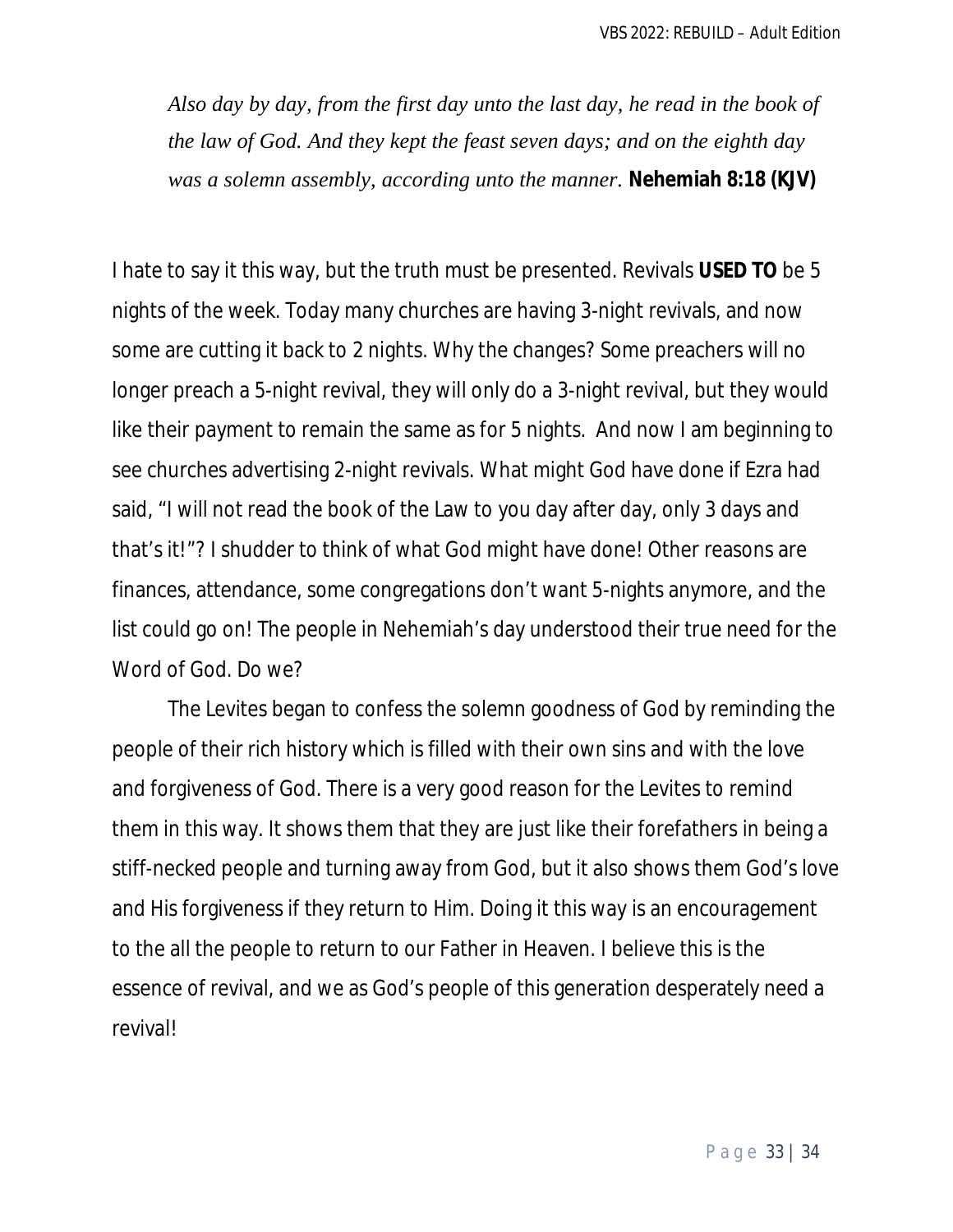*Also day by day, from the first day unto the last day, he read in the book of the law of God. And they kept the feast seven days; and on the eighth day was a solemn assembly, according unto the manner.* **Nehemiah 8:18 (KJV)**

I hate to say it this way, but the truth must be presented. Revivals **USED TO** be 5 nights of the week. Today many churches are having 3-night revivals, and now some are cutting it back to 2 nights. Why the changes? Some preachers will no longer preach a 5-night revival, they will only do a 3-night revival, but they would like their payment to remain the same as for 5 nights. And now I am beginning to see churches advertising 2-night revivals. What might God have done if Ezra had said, "I will not read the book of the Law to you day after day, only 3 days and that's it!"? I shudder to think of what God might have done! Other reasons are finances, attendance, some congregations don't want 5-nights anymore, and the list could go on! The people in Nehemiah's day understood their true need for the Word of God. Do we?

The Levites began to confess the solemn goodness of God by reminding the people of their rich history which is filled with their own sins and with the love and forgiveness of God. There is a very good reason for the Levites to remind them in this way. It shows them that they are just like their forefathers in being a stiff-necked people and turning away from God, but it also shows them God's love and His forgiveness if they return to Him. Doing it this way is an encouragement to the all the people to return to our Father in Heaven. I believe this is the essence of revival, and we as God's people of this generation desperately need a revival!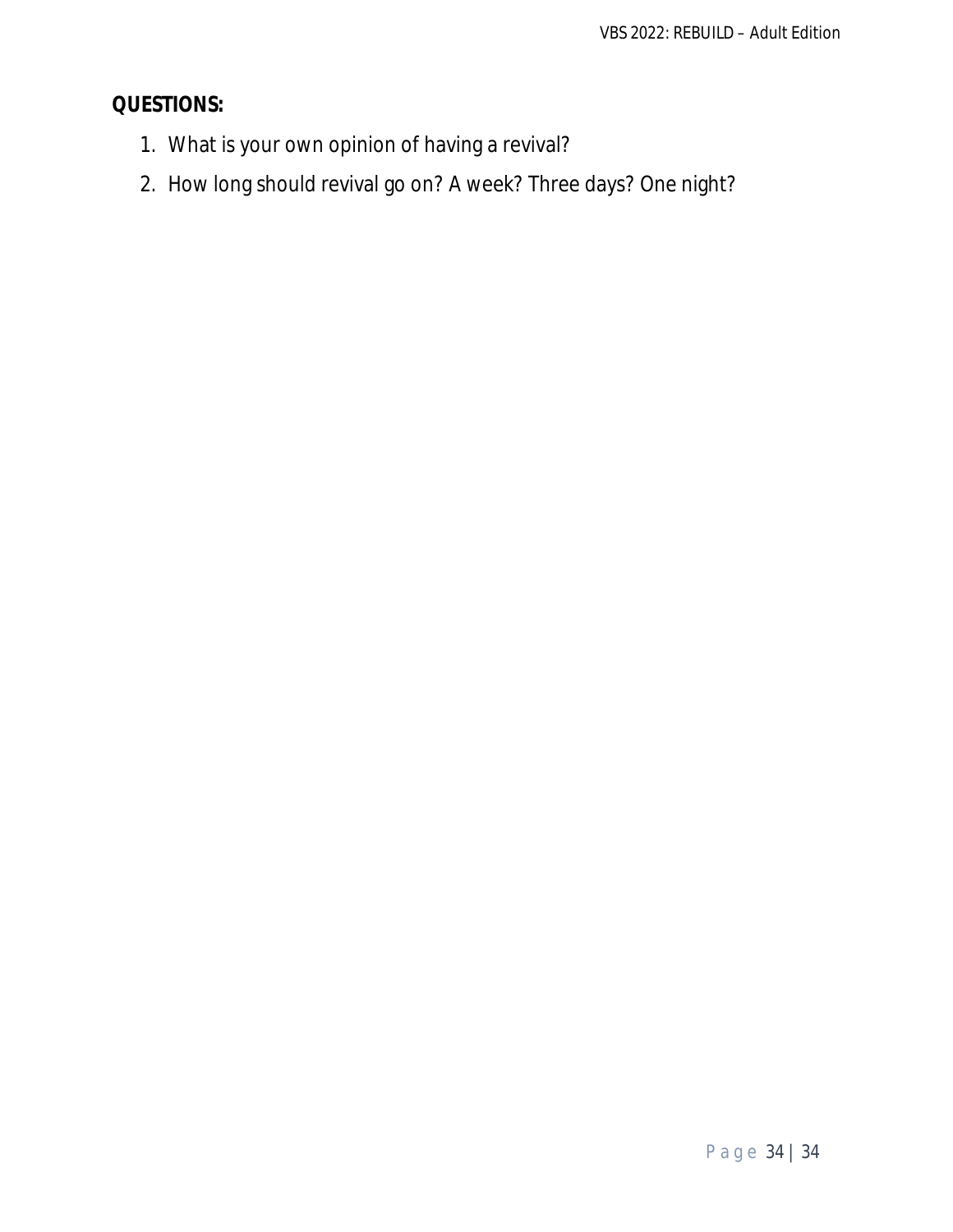**QUESTIONS:**

1. What is your own opinion of having a revival?
2. How long should revival go on? A week? Three days? One night?